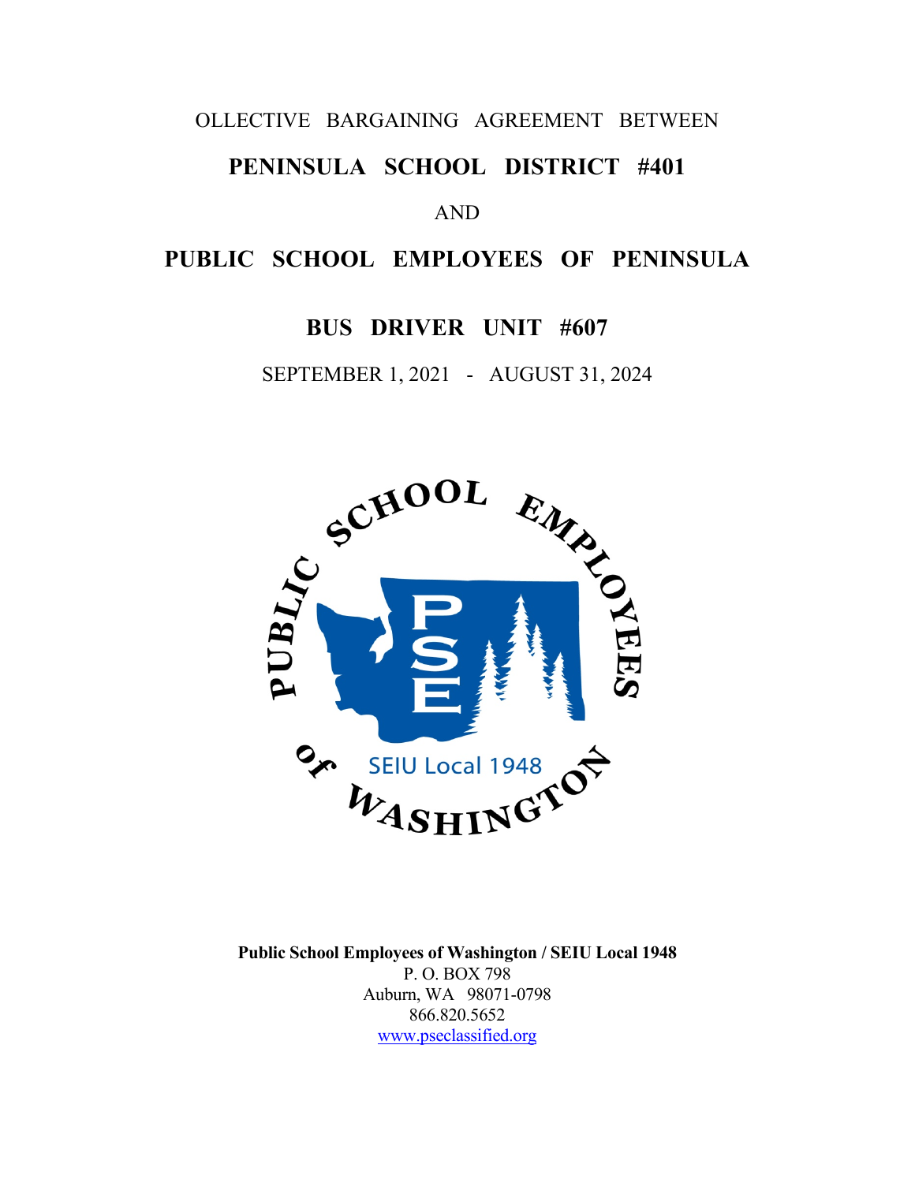OLLECTIVE BARGAINING AGREEMENT BETWEEN

# PENINSULA SCHOOL DISTRICT #401

AND

# PUBLIC SCHOOL EMPLOYEES OF PENINSULA

## BUS DRIVER UNIT #607

SEPTEMBER 1, 2021 - AUGUST 31, 2024

**Public School Employees of Washington / SEIU Local 1948**
P. O. BOX 798
Auburn, WA 98071-0798
866.820.5652
www.pseclassified.org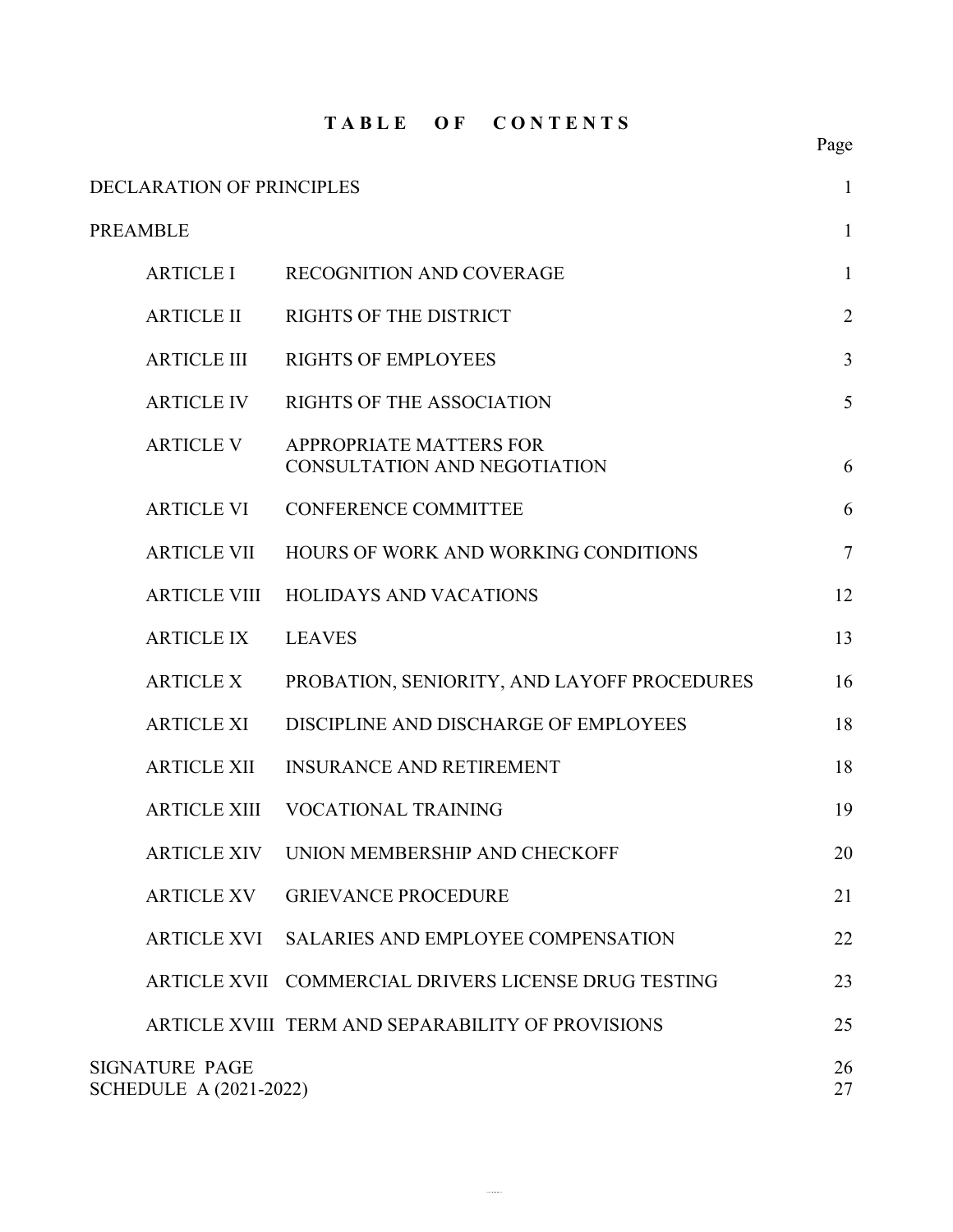# TABLE OF CONTENTS

| | | Page |
|---|---|---|
| DECLARATION OF PRINCIPLES | | 1 |
| PREAMBLE | | 1 |
| ARTICLE I | RECOGNITION AND COVERAGE | 1 |
| ARTICLE II | RIGHTS OF THE DISTRICT | 2 |
| ARTICLE III | RIGHTS OF EMPLOYEES | 3 |
| ARTICLE IV | RIGHTS OF THE ASSOCIATION | 5 |
| ARTICLE V | APPROPRIATE MATTERS FOR CONSULTATION AND NEGOTIATION | 6 |
| ARTICLE VI | CONFERENCE COMMITTEE | 6 |
| ARTICLE VII | HOURS OF WORK AND WORKING CONDITIONS | 7 |
| ARTICLE VIII | HOLIDAYS AND VACATIONS | 12 |
| ARTICLE IX | LEAVES | 13 |
| ARTICLE X | PROBATION, SENIORITY, AND LAYOFF PROCEDURES | 16 |
| ARTICLE XI | DISCIPLINE AND DISCHARGE OF EMPLOYEES | 18 |
| ARTICLE XII | INSURANCE AND RETIREMENT | 18 |
| ARTICLE XIII | VOCATIONAL TRAINING | 19 |
| ARTICLE XIV | UNION MEMBERSHIP AND CHECKOFF | 20 |
| ARTICLE XV | GRIEVANCE PROCEDURE | 21 |
| ARTICLE XVI | SALARIES AND EMPLOYEE COMPENSATION | 22 |
| ARTICLE XVII | COMMERCIAL DRIVERS LICENSE DRUG TESTING | 23 |
| ARTICLE XVIII | TERM AND SEPARABILITY OF PROVISIONS | 25 |
| SIGNATURE PAGE | | 26 |
| SCHEDULE A (2021-2022) | | 27 |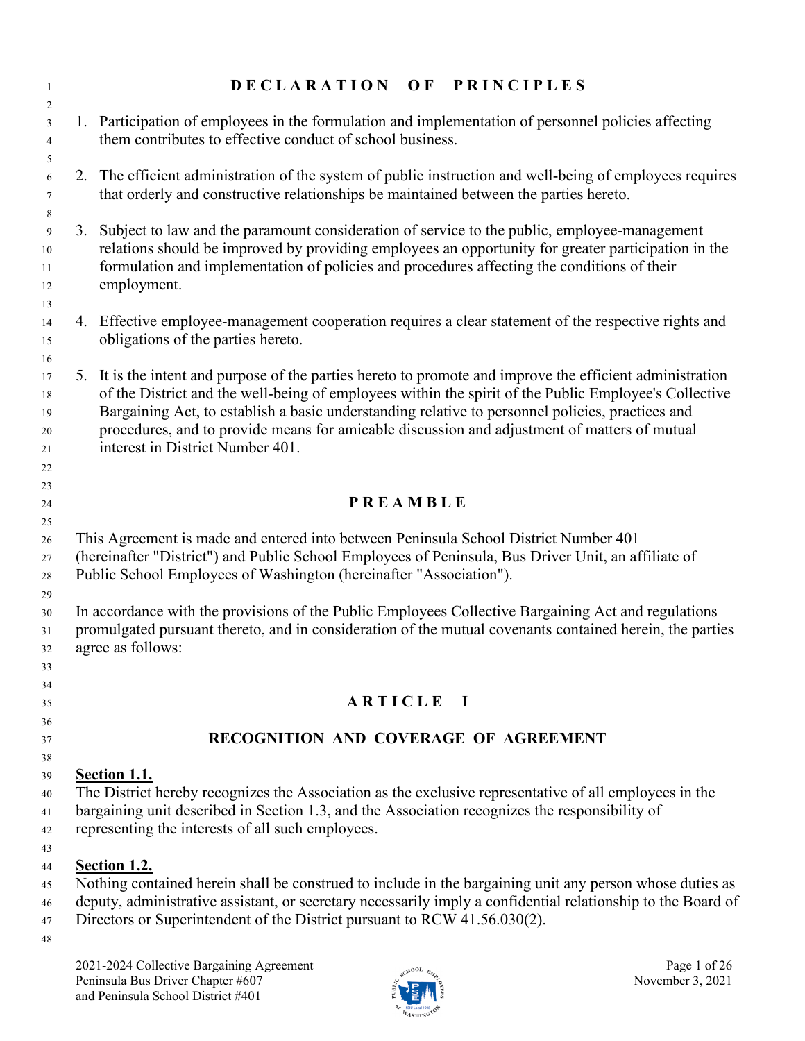# DECLARATION OF PRINCIPLES

1. Participation of employees in the formulation and implementation of personnel policies affecting them contributes to effective conduct of school business.

2. The efficient administration of the system of public instruction and well-being of employees requires that orderly and constructive relationships be maintained between the parties hereto.

3. Subject to law and the paramount consideration of service to the public, employee-management relations should be improved by providing employees an opportunity for greater participation in the formulation and implementation of policies and procedures affecting the conditions of their employment.

4. Effective employee-management cooperation requires a clear statement of the respective rights and obligations of the parties hereto.

5. It is the intent and purpose of the parties hereto to promote and improve the efficient administration of the District and the well-being of employees within the spirit of the Public Employee's Collective Bargaining Act, to establish a basic understanding relative to personnel policies, practices and procedures, and to provide means for amicable discussion and adjustment of matters of mutual interest in District Number 401.

# PREAMBLE

This Agreement is made and entered into between Peninsula School District Number 401 (hereinafter "District") and Public School Employees of Peninsula, Bus Driver Unit, an affiliate of Public School Employees of Washington (hereinafter "Association").

In accordance with the provisions of the Public Employees Collective Bargaining Act and regulations promulgated pursuant thereto, and in consideration of the mutual covenants contained herein, the parties agree as follows:

# ARTICLE I

## RECOGNITION AND COVERAGE OF AGREEMENT

**Section 1.1.**
The District hereby recognizes the Association as the exclusive representative of all employees in the bargaining unit described in Section 1.3, and the Association recognizes the responsibility of representing the interests of all such employees.

**Section 1.2.**
Nothing contained herein shall be construed to include in the bargaining unit any person whose duties as deputy, administrative assistant, or secretary necessarily imply a confidential relationship to the Board of Directors or Superintendent of the District pursuant to RCW 41.56.030(2).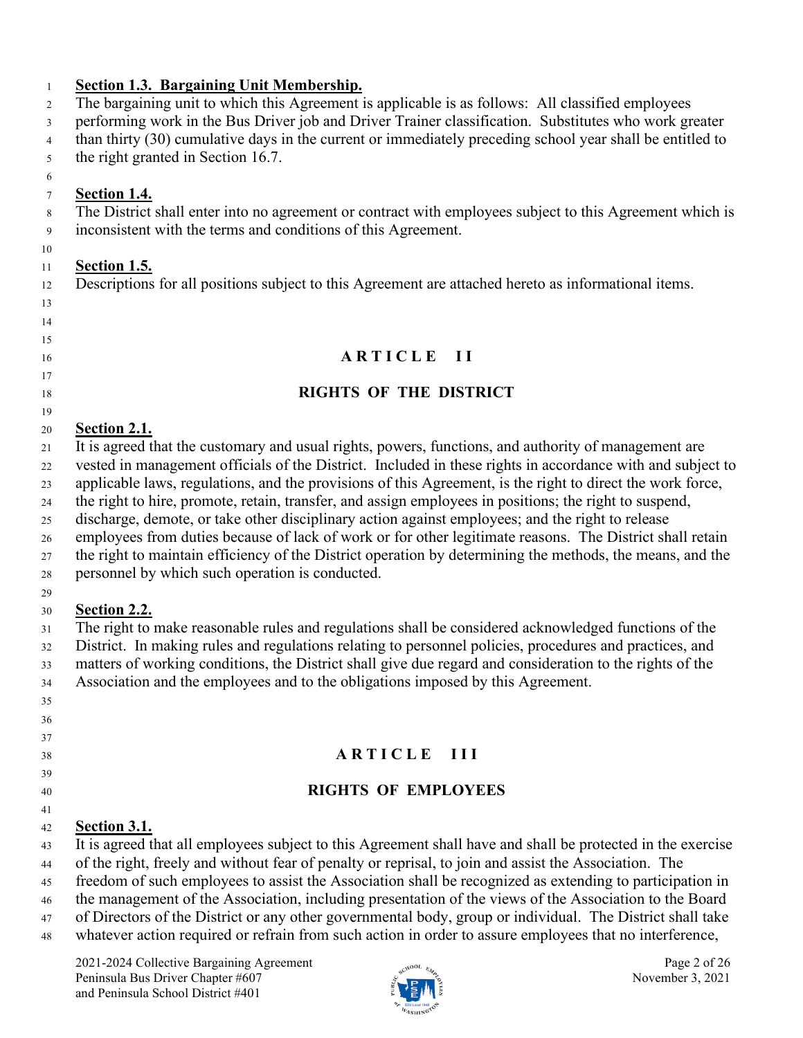**Section 1.3. Bargaining Unit Membership.**
The bargaining unit to which this Agreement is applicable is as follows: All classified employees performing work in the Bus Driver job and Driver Trainer classification. Substitutes who work greater than thirty (30) cumulative days in the current or immediately preceding school year shall be entitled to the right granted in Section 16.7.

**Section 1.4.**
The District shall enter into no agreement or contract with employees subject to this Agreement which is inconsistent with the terms and conditions of this Agreement.

**Section 1.5.**
Descriptions for all positions subject to this Agreement are attached hereto as informational items.

## ARTICLE II

## RIGHTS OF THE DISTRICT

**Section 2.1.**
It is agreed that the customary and usual rights, powers, functions, and authority of management are vested in management officials of the District. Included in these rights in accordance with and subject to applicable laws, regulations, and the provisions of this Agreement, is the right to direct the work force, the right to hire, promote, retain, transfer, and assign employees in positions; the right to suspend, discharge, demote, or take other disciplinary action against employees; and the right to release employees from duties because of lack of work or for other legitimate reasons. The District shall retain the right to maintain efficiency of the District operation by determining the methods, the means, and the personnel by which such operation is conducted.

**Section 2.2.**
The right to make reasonable rules and regulations shall be considered acknowledged functions of the District. In making rules and regulations relating to personnel policies, procedures and practices, and matters of working conditions, the District shall give due regard and consideration to the rights of the Association and the employees and to the obligations imposed by this Agreement.

## ARTICLE III

## RIGHTS OF EMPLOYEES

**Section 3.1.**
It is agreed that all employees subject to this Agreement shall have and shall be protected in the exercise of the right, freely and without fear of penalty or reprisal, to join and assist the Association. The freedom of such employees to assist the Association shall be recognized as extending to participation in the management of the Association, including presentation of the views of the Association to the Board of Directors of the District or any other governmental body, group or individual. The District shall take whatever action required or refrain from such action in order to assure employees that no interference,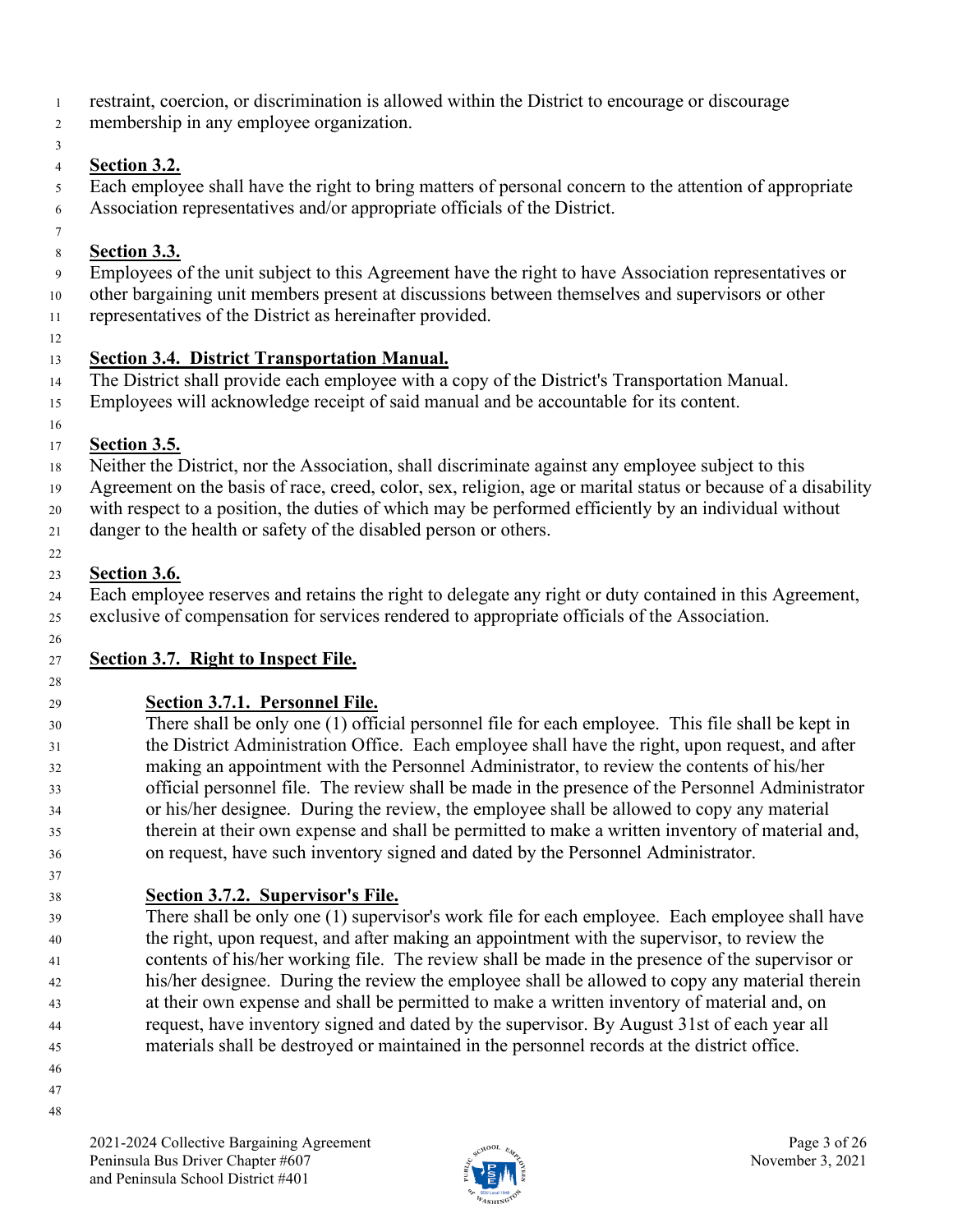restraint, coercion, or discrimination is allowed within the District to encourage or discourage membership in any employee organization.

**Section 3.2.**
Each employee shall have the right to bring matters of personal concern to the attention of appropriate Association representatives and/or appropriate officials of the District.

**Section 3.3.**
Employees of the unit subject to this Agreement have the right to have Association representatives or other bargaining unit members present at discussions between themselves and supervisors or other representatives of the District as hereinafter provided.

**Section 3.4. District Transportation Manual.**
The District shall provide each employee with a copy of the District's Transportation Manual. Employees will acknowledge receipt of said manual and be accountable for its content.

**Section 3.5.**
Neither the District, nor the Association, shall discriminate against any employee subject to this Agreement on the basis of race, creed, color, sex, religion, age or marital status or because of a disability with respect to a position, the duties of which may be performed efficiently by an individual without danger to the health or safety of the disabled person or others.

**Section 3.6.**
Each employee reserves and retains the right to delegate any right or duty contained in this Agreement, exclusive of compensation for services rendered to appropriate officials of the Association.

**Section 3.7. Right to Inspect File.**

**Section 3.7.1. Personnel File.**
There shall be only one (1) official personnel file for each employee. This file shall be kept in the District Administration Office. Each employee shall have the right, upon request, and after making an appointment with the Personnel Administrator, to review the contents of his/her official personnel file. The review shall be made in the presence of the Personnel Administrator or his/her designee. During the review, the employee shall be allowed to copy any material therein at their own expense and shall be permitted to make a written inventory of material and, on request, have such inventory signed and dated by the Personnel Administrator.

**Section 3.7.2. Supervisor's File.**
There shall be only one (1) supervisor's work file for each employee. Each employee shall have the right, upon request, and after making an appointment with the supervisor, to review the contents of his/her working file. The review shall be made in the presence of the supervisor or his/her designee. During the review the employee shall be allowed to copy any material therein at their own expense and shall be permitted to make a written inventory of material and, on request, have inventory signed and dated by the supervisor. By August 31st of each year all materials shall be destroyed or maintained in the personnel records at the district office.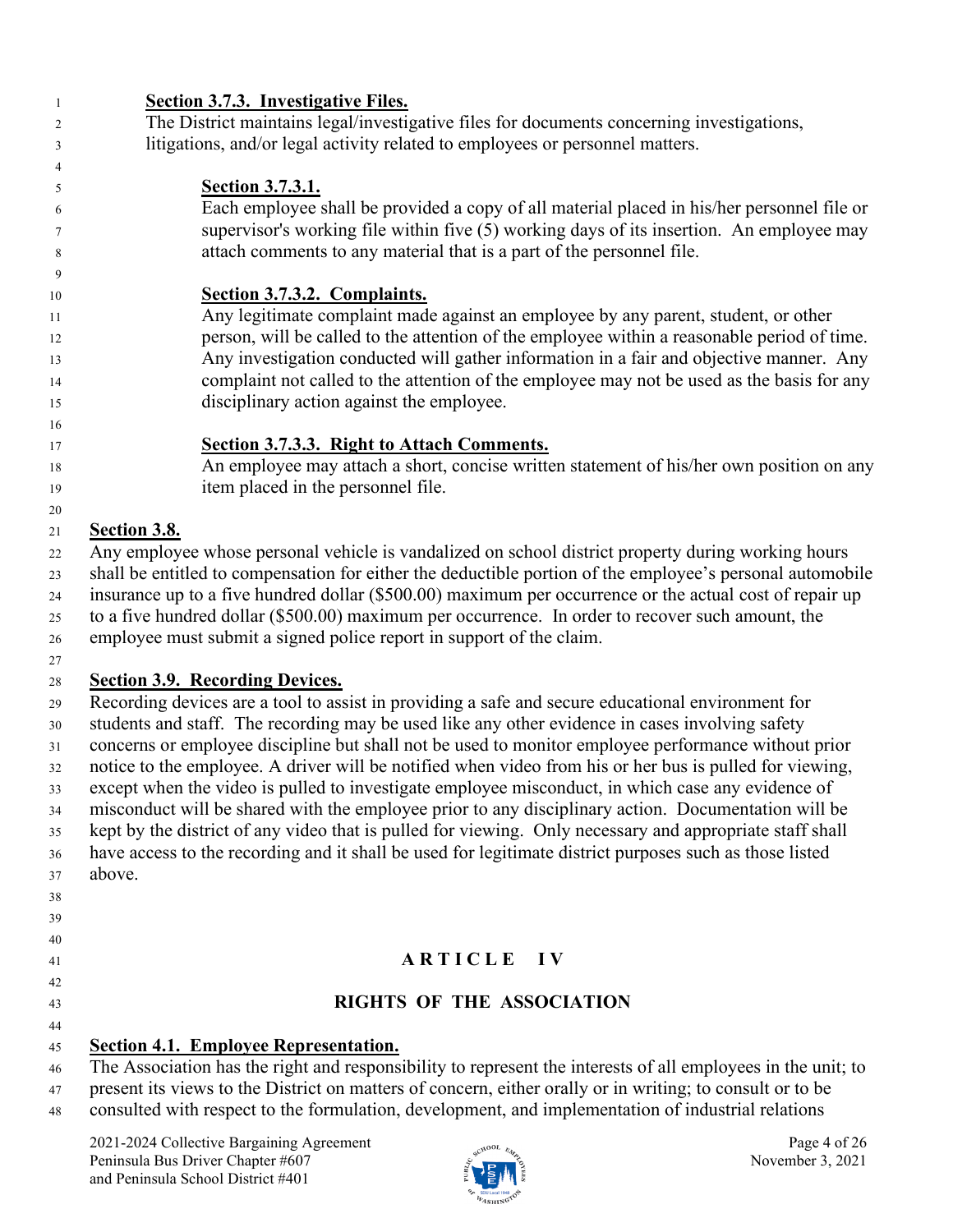**Section 3.7.3. Investigative Files.**

The District maintains legal/investigative files for documents concerning investigations, litigations, and/or legal activity related to employees or personnel matters.

**Section 3.7.3.1.**

Each employee shall be provided a copy of all material placed in his/her personnel file or supervisor's working file within five (5) working days of its insertion. An employee may attach comments to any material that is a part of the personnel file.

**Section 3.7.3.2. Complaints.**

Any legitimate complaint made against an employee by any parent, student, or other person, will be called to the attention of the employee within a reasonable period of time. Any investigation conducted will gather information in a fair and objective manner. Any complaint not called to the attention of the employee may not be used as the basis for any disciplinary action against the employee.

**Section 3.7.3.3. Right to Attach Comments.**

An employee may attach a short, concise written statement of his/her own position on any item placed in the personnel file.

**Section 3.8.**

Any employee whose personal vehicle is vandalized on school district property during working hours shall be entitled to compensation for either the deductible portion of the employee's personal automobile insurance up to a five hundred dollar ($500.00) maximum per occurrence or the actual cost of repair up to a five hundred dollar ($500.00) maximum per occurrence. In order to recover such amount, the employee must submit a signed police report in support of the claim.

**Section 3.9. Recording Devices.**

Recording devices are a tool to assist in providing a safe and secure educational environment for students and staff. The recording may be used like any other evidence in cases involving safety concerns or employee discipline but shall not be used to monitor employee performance without prior notice to the employee. A driver will be notified when video from his or her bus is pulled for viewing, except when the video is pulled to investigate employee misconduct, in which case any evidence of misconduct will be shared with the employee prior to any disciplinary action. Documentation will be kept by the district of any video that is pulled for viewing. Only necessary and appropriate staff shall have access to the recording and it shall be used for legitimate district purposes such as those listed above.

# ARTICLE IV

## RIGHTS OF THE ASSOCIATION

**Section 4.1. Employee Representation.**

The Association has the right and responsibility to represent the interests of all employees in the unit; to present its views to the District on matters of concern, either orally or in writing; to consult or to be consulted with respect to the formulation, development, and implementation of industrial relations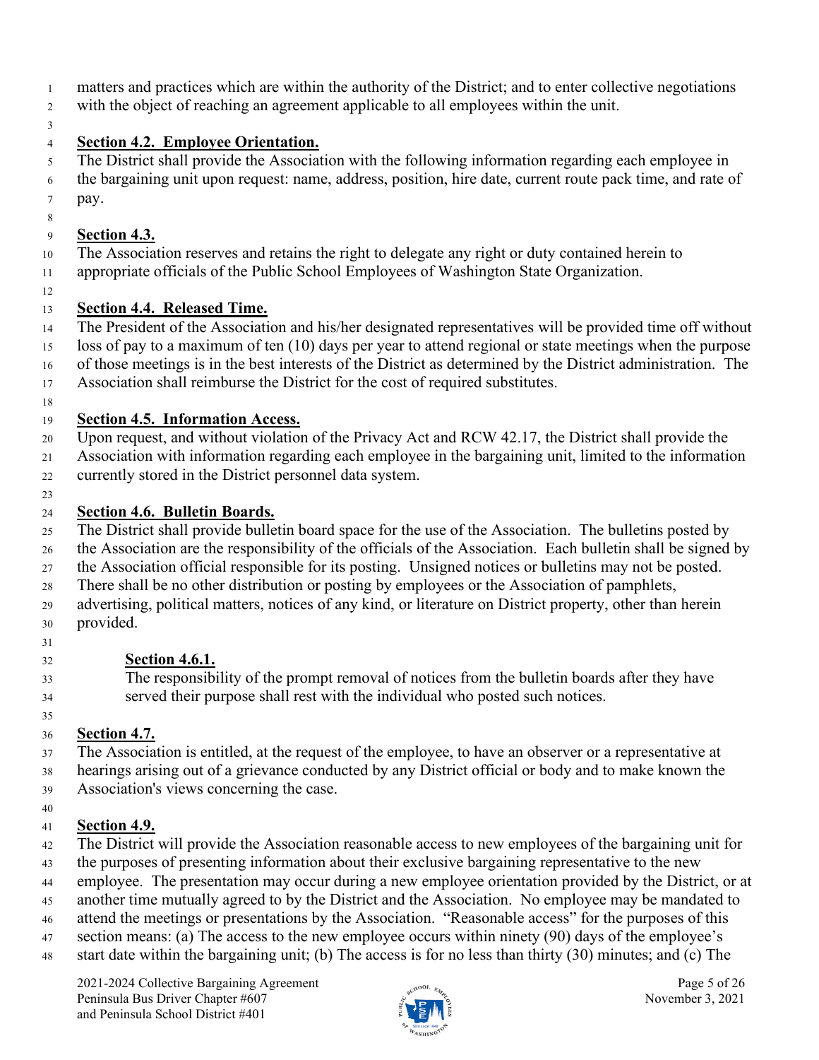matters and practices which are within the authority of the District; and to enter collective negotiations with the object of reaching an agreement applicable to all employees within the unit.

**Section 4.2. Employee Orientation.**
The District shall provide the Association with the following information regarding each employee in the bargaining unit upon request: name, address, position, hire date, current route pack time, and rate of pay.

**Section 4.3.**
The Association reserves and retains the right to delegate any right or duty contained herein to appropriate officials of the Public School Employees of Washington State Organization.

**Section 4.4. Released Time.**
The President of the Association and his/her designated representatives will be provided time off without loss of pay to a maximum of ten (10) days per year to attend regional or state meetings when the purpose of those meetings is in the best interests of the District as determined by the District administration. The Association shall reimburse the District for the cost of required substitutes.

**Section 4.5. Information Access.**
Upon request, and without violation of the Privacy Act and RCW 42.17, the District shall provide the Association with information regarding each employee in the bargaining unit, limited to the information currently stored in the District personnel data system.

**Section 4.6. Bulletin Boards.**
The District shall provide bulletin board space for the use of the Association. The bulletins posted by the Association are the responsibility of the officials of the Association. Each bulletin shall be signed by the Association official responsible for its posting. Unsigned notices or bulletins may not be posted. There shall be no other distribution or posting by employees or the Association of pamphlets, advertising, political matters, notices of any kind, or literature on District property, other than herein provided.

> **Section 4.6.1.**
> The responsibility of the prompt removal of notices from the bulletin boards after they have served their purpose shall rest with the individual who posted such notices.

**Section 4.7.**
The Association is entitled, at the request of the employee, to have an observer or a representative at hearings arising out of a grievance conducted by any District official or body and to make known the Association's views concerning the case.

**Section 4.9.**
The District will provide the Association reasonable access to new employees of the bargaining unit for the purposes of presenting information about their exclusive bargaining representative to the new employee. The presentation may occur during a new employee orientation provided by the District, or at another time mutually agreed to by the District and the Association. No employee may be mandated to attend the meetings or presentations by the Association. "Reasonable access" for the purposes of this section means: (a) The access to the new employee occurs within ninety (90) days of the employee's start date within the bargaining unit; (b) The access is for no less than thirty (30) minutes; and (c) The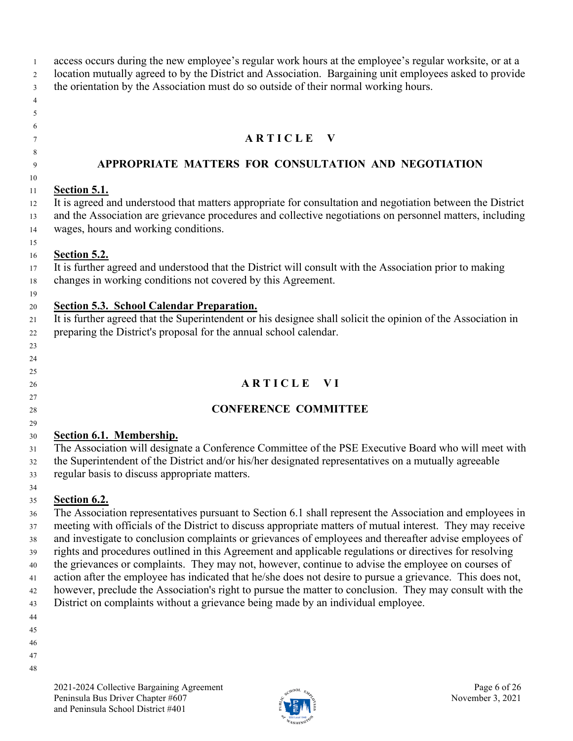access occurs during the new employee's regular work hours at the employee's regular worksite, or at a location mutually agreed to by the District and Association. Bargaining unit employees asked to provide the orientation by the Association must do so outside of their normal working hours.

# ARTICLE V

## APPROPRIATE MATTERS FOR CONSULTATION AND NEGOTIATION

**Section 5.1.**
It is agreed and understood that matters appropriate for consultation and negotiation between the District and the Association are grievance procedures and collective negotiations on personnel matters, including wages, hours and working conditions.

**Section 5.2.**
It is further agreed and understood that the District will consult with the Association prior to making changes in working conditions not covered by this Agreement.

**Section 5.3. School Calendar Preparation.**
It is further agreed that the Superintendent or his designee shall solicit the opinion of the Association in preparing the District's proposal for the annual school calendar.

# ARTICLE VI

## CONFERENCE COMMITTEE

**Section 6.1. Membership.**
The Association will designate a Conference Committee of the PSE Executive Board who will meet with the Superintendent of the District and/or his/her designated representatives on a mutually agreeable regular basis to discuss appropriate matters.

**Section 6.2.**
The Association representatives pursuant to Section 6.1 shall represent the Association and employees in meeting with officials of the District to discuss appropriate matters of mutual interest. They may receive and investigate to conclusion complaints or grievances of employees and thereafter advise employees of rights and procedures outlined in this Agreement and applicable regulations or directives for resolving the grievances or complaints. They may not, however, continue to advise the employee on courses of action after the employee has indicated that he/she does not desire to pursue a grievance. This does not, however, preclude the Association's right to pursue the matter to conclusion. They may consult with the District on complaints without a grievance being made by an individual employee.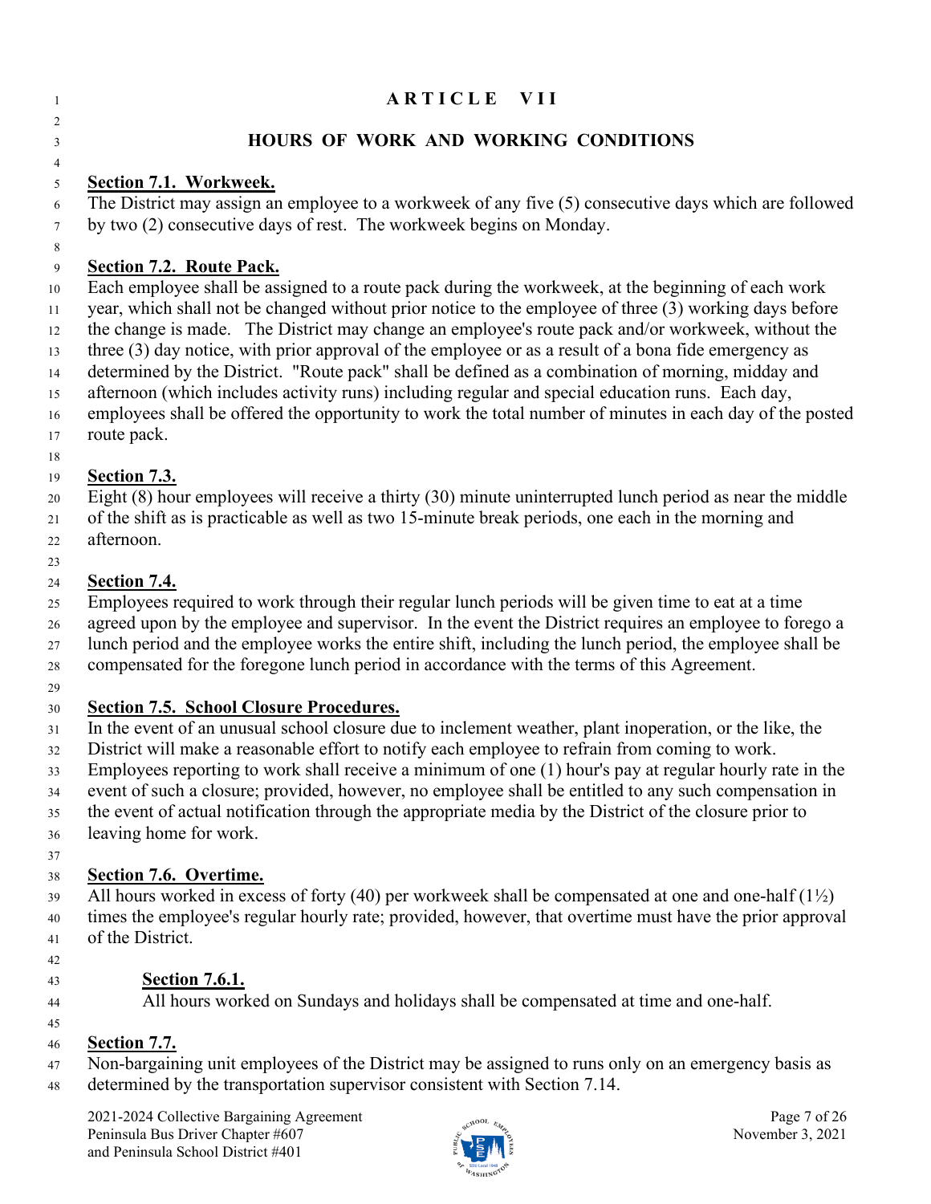# ARTICLE VII

## HOURS OF WORK AND WORKING CONDITIONS

**Section 7.1. Workweek.**
The District may assign an employee to a workweek of any five (5) consecutive days which are followed by two (2) consecutive days of rest. The workweek begins on Monday.

**Section 7.2. Route Pack.**
Each employee shall be assigned to a route pack during the workweek, at the beginning of each work year, which shall not be changed without prior notice to the employee of three (3) working days before the change is made. The District may change an employee's route pack and/or workweek, without the three (3) day notice, with prior approval of the employee or as a result of a bona fide emergency as determined by the District. "Route pack" shall be defined as a combination of morning, midday and afternoon (which includes activity runs) including regular and special education runs. Each day, employees shall be offered the opportunity to work the total number of minutes in each day of the posted route pack.

**Section 7.3.**
Eight (8) hour employees will receive a thirty (30) minute uninterrupted lunch period as near the middle of the shift as is practicable as well as two 15-minute break periods, one each in the morning and afternoon.

**Section 7.4.**
Employees required to work through their regular lunch periods will be given time to eat at a time agreed upon by the employee and supervisor. In the event the District requires an employee to forego a lunch period and the employee works the entire shift, including the lunch period, the employee shall be compensated for the foregone lunch period in accordance with the terms of this Agreement.

**Section 7.5. School Closure Procedures.**
In the event of an unusual school closure due to inclement weather, plant inoperation, or the like, the District will make a reasonable effort to notify each employee to refrain from coming to work. Employees reporting to work shall receive a minimum of one (1) hour's pay at regular hourly rate in the event of such a closure; provided, however, no employee shall be entitled to any such compensation in the event of actual notification through the appropriate media by the District of the closure prior to leaving home for work.

**Section 7.6. Overtime.**
All hours worked in excess of forty (40) per workweek shall be compensated at one and one-half (1½) times the employee's regular hourly rate; provided, however, that overtime must have the prior approval of the District.

> **Section 7.6.1.**
> All hours worked on Sundays and holidays shall be compensated at time and one-half.

**Section 7.7.**
Non-bargaining unit employees of the District may be assigned to runs only on an emergency basis as determined by the transportation supervisor consistent with Section 7.14.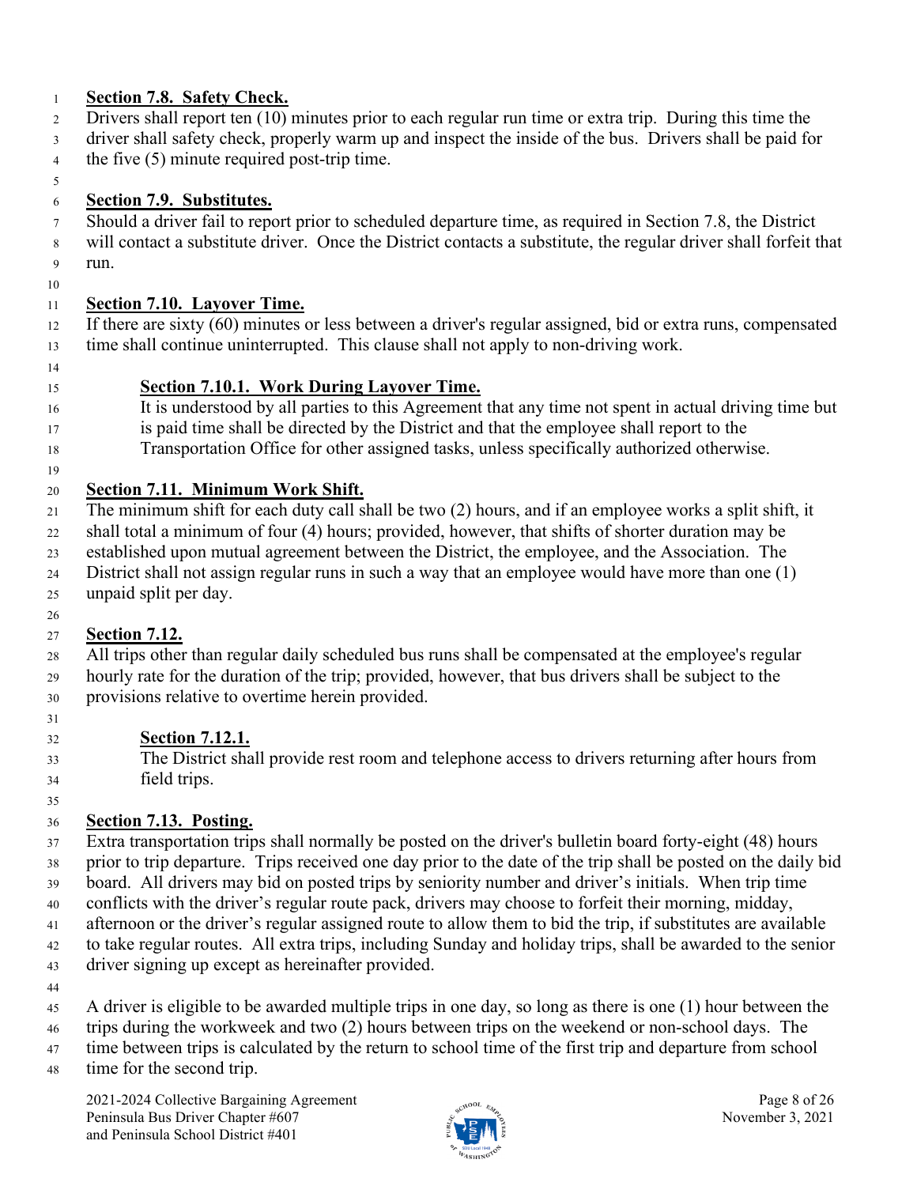**Section 7.8. Safety Check.**

Drivers shall report ten (10) minutes prior to each regular run time or extra trip. During this time the driver shall safety check, properly warm up and inspect the inside of the bus. Drivers shall be paid for the five (5) minute required post-trip time.

**Section 7.9. Substitutes.**

Should a driver fail to report prior to scheduled departure time, as required in Section 7.8, the District will contact a substitute driver. Once the District contacts a substitute, the regular driver shall forfeit that run.

**Section 7.10. Layover Time.**

If there are sixty (60) minutes or less between a driver's regular assigned, bid or extra runs, compensated time shall continue uninterrupted. This clause shall not apply to non-driving work.

> **Section 7.10.1. Work During Layover Time.**
>
> It is understood by all parties to this Agreement that any time not spent in actual driving time but is paid time shall be directed by the District and that the employee shall report to the Transportation Office for other assigned tasks, unless specifically authorized otherwise.

**Section 7.11. Minimum Work Shift.**

The minimum shift for each duty call shall be two (2) hours, and if an employee works a split shift, it shall total a minimum of four (4) hours; provided, however, that shifts of shorter duration may be established upon mutual agreement between the District, the employee, and the Association. The District shall not assign regular runs in such a way that an employee would have more than one (1) unpaid split per day.

**Section 7.12.**

All trips other than regular daily scheduled bus runs shall be compensated at the employee's regular hourly rate for the duration of the trip; provided, however, that bus drivers shall be subject to the provisions relative to overtime herein provided.

> **Section 7.12.1.**
>
> The District shall provide rest room and telephone access to drivers returning after hours from field trips.

**Section 7.13. Posting.**

Extra transportation trips shall normally be posted on the driver's bulletin board forty-eight (48) hours prior to trip departure. Trips received one day prior to the date of the trip shall be posted on the daily bid board. All drivers may bid on posted trips by seniority number and driver's initials. When trip time conflicts with the driver's regular route pack, drivers may choose to forfeit their morning, midday, afternoon or the driver's regular assigned route to allow them to bid the trip, if substitutes are available to take regular routes. All extra trips, including Sunday and holiday trips, shall be awarded to the senior driver signing up except as hereinafter provided.

A driver is eligible to be awarded multiple trips in one day, so long as there is one (1) hour between the trips during the workweek and two (2) hours between trips on the weekend or non-school days. The time between trips is calculated by the return to school time of the first trip and departure from school time for the second trip.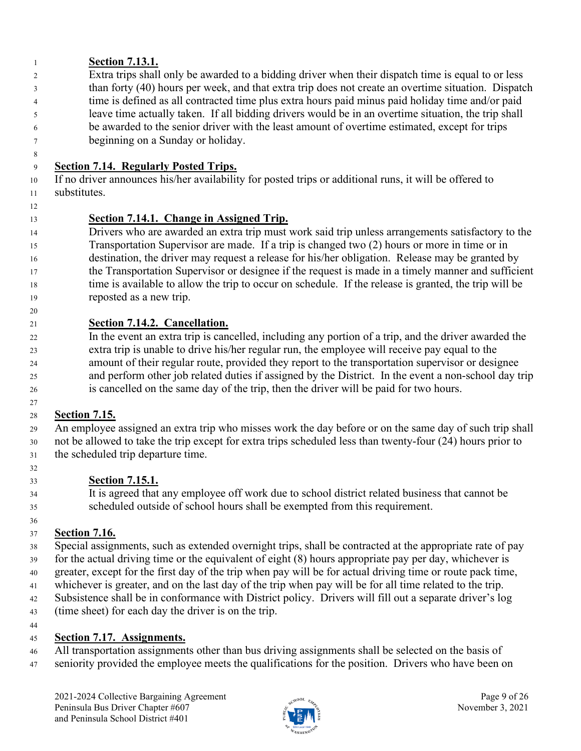**Section 7.13.1.**

Extra trips shall only be awarded to a bidding driver when their dispatch time is equal to or less than forty (40) hours per week, and that extra trip does not create an overtime situation. Dispatch time is defined as all contracted time plus extra hours paid minus paid holiday time and/or paid leave time actually taken. If all bidding drivers would be in an overtime situation, the trip shall be awarded to the senior driver with the least amount of overtime estimated, except for trips beginning on a Sunday or holiday.

**Section 7.14. Regularly Posted Trips.**

If no driver announces his/her availability for posted trips or additional runs, it will be offered to substitutes.

**Section 7.14.1. Change in Assigned Trip.**

Drivers who are awarded an extra trip must work said trip unless arrangements satisfactory to the Transportation Supervisor are made. If a trip is changed two (2) hours or more in time or in destination, the driver may request a release for his/her obligation. Release may be granted by the Transportation Supervisor or designee if the request is made in a timely manner and sufficient time is available to allow the trip to occur on schedule. If the release is granted, the trip will be reposted as a new trip.

**Section 7.14.2. Cancellation.**

In the event an extra trip is cancelled, including any portion of a trip, and the driver awarded the extra trip is unable to drive his/her regular run, the employee will receive pay equal to the amount of their regular route, provided they report to the transportation supervisor or designee and perform other job related duties if assigned by the District. In the event a non-school day trip is cancelled on the same day of the trip, then the driver will be paid for two hours.

**Section 7.15.**

An employee assigned an extra trip who misses work the day before or on the same day of such trip shall not be allowed to take the trip except for extra trips scheduled less than twenty-four (24) hours prior to the scheduled trip departure time.

**Section 7.15.1.**

It is agreed that any employee off work due to school district related business that cannot be scheduled outside of school hours shall be exempted from this requirement.

**Section 7.16.**

Special assignments, such as extended overnight trips, shall be contracted at the appropriate rate of pay for the actual driving time or the equivalent of eight (8) hours appropriate pay per day, whichever is greater, except for the first day of the trip when pay will be for actual driving time or route pack time, whichever is greater, and on the last day of the trip when pay will be for all time related to the trip. Subsistence shall be in conformance with District policy. Drivers will fill out a separate driver's log (time sheet) for each day the driver is on the trip.

**Section 7.17. Assignments.**

All transportation assignments other than bus driving assignments shall be selected on the basis of seniority provided the employee meets the qualifications for the position. Drivers who have been on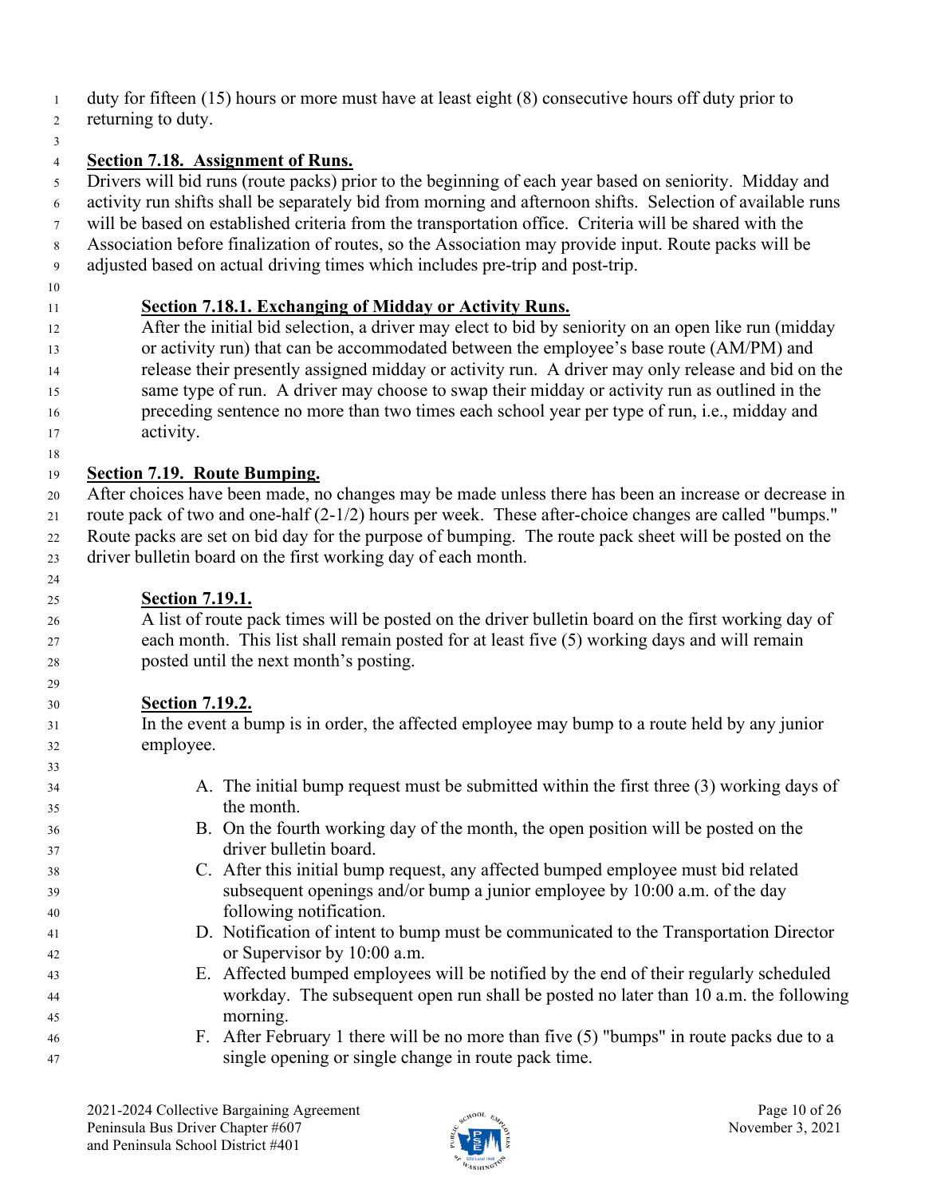duty for fifteen (15) hours or more must have at least eight (8) consecutive hours off duty prior to returning to duty.

**Section 7.18. Assignment of Runs.**
Drivers will bid runs (route packs) prior to the beginning of each year based on seniority. Midday and activity run shifts shall be separately bid from morning and afternoon shifts. Selection of available runs will be based on established criteria from the transportation office. Criteria will be shared with the Association before finalization of routes, so the Association may provide input. Route packs will be adjusted based on actual driving times which includes pre-trip and post-trip.

**Section 7.18.1. Exchanging of Midday or Activity Runs.**
After the initial bid selection, a driver may elect to bid by seniority on an open like run (midday or activity run) that can be accommodated between the employee's base route (AM/PM) and release their presently assigned midday or activity run. A driver may only release and bid on the same type of run. A driver may choose to swap their midday or activity run as outlined in the preceding sentence no more than two times each school year per type of run, i.e., midday and activity.

**Section 7.19. Route Bumping.**
After choices have been made, no changes may be made unless there has been an increase or decrease in route pack of two and one-half (2-1/2) hours per week. These after-choice changes are called "bumps." Route packs are set on bid day for the purpose of bumping. The route pack sheet will be posted on the driver bulletin board on the first working day of each month.

**Section 7.19.1.**
A list of route pack times will be posted on the driver bulletin board on the first working day of each month. This list shall remain posted for at least five (5) working days and will remain posted until the next month's posting.

**Section 7.19.2.**
In the event a bump is in order, the affected employee may bump to a route held by any junior employee.

A. The initial bump request must be submitted within the first three (3) working days of the month.
B. On the fourth working day of the month, the open position will be posted on the driver bulletin board.
C. After this initial bump request, any affected bumped employee must bid related subsequent openings and/or bump a junior employee by 10:00 a.m. of the day following notification.
D. Notification of intent to bump must be communicated to the Transportation Director or Supervisor by 10:00 a.m.
E. Affected bumped employees will be notified by the end of their regularly scheduled workday. The subsequent open run shall be posted no later than 10 a.m. the following morning.
F. After February 1 there will be no more than five (5) "bumps" in route packs due to a single opening or single change in route pack time.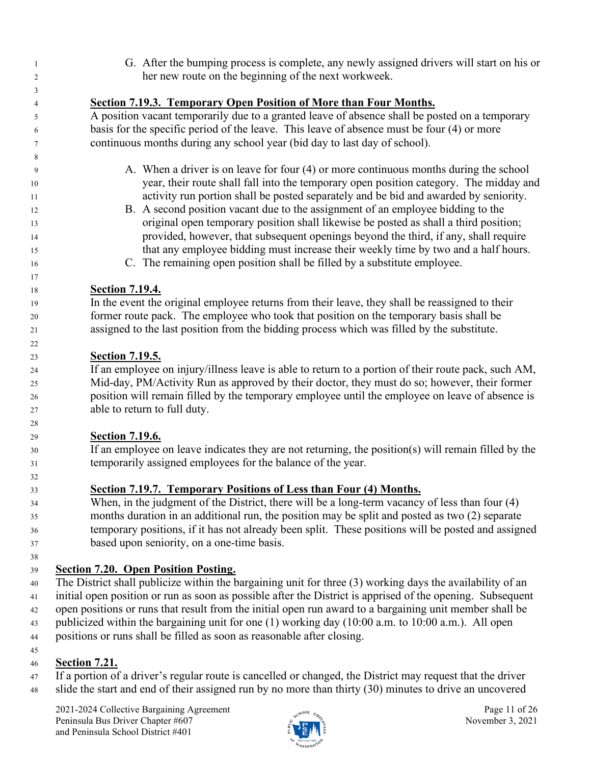G. After the bumping process is complete, any newly assigned drivers will start on his or her new route on the beginning of the next workweek.

**Section 7.19.3. Temporary Open Position of More than Four Months.**

A position vacant temporarily due to a granted leave of absence shall be posted on a temporary basis for the specific period of the leave. This leave of absence must be four (4) or more continuous months during any school year (bid day to last day of school).

A. When a driver is on leave for four (4) or more continuous months during the school year, their route shall fall into the temporary open position category. The midday and activity run portion shall be posted separately and be bid and awarded by seniority.
B. A second position vacant due to the assignment of an employee bidding to the original open temporary position shall likewise be posted as shall a third position; provided, however, that subsequent openings beyond the third, if any, shall require that any employee bidding must increase their weekly time by two and a half hours.
C. The remaining open position shall be filled by a substitute employee.

**Section 7.19.4.**

In the event the original employee returns from their leave, they shall be reassigned to their former route pack. The employee who took that position on the temporary basis shall be assigned to the last position from the bidding process which was filled by the substitute.

**Section 7.19.5.**

If an employee on injury/illness leave is able to return to a portion of their route pack, such AM, Mid-day, PM/Activity Run as approved by their doctor, they must do so; however, their former position will remain filled by the temporary employee until the employee on leave of absence is able to return to full duty.

**Section 7.19.6.**

If an employee on leave indicates they are not returning, the position(s) will remain filled by the temporarily assigned employees for the balance of the year.

**Section 7.19.7. Temporary Positions of Less than Four (4) Months.**

When, in the judgment of the District, there will be a long-term vacancy of less than four (4) months duration in an additional run, the position may be split and posted as two (2) separate temporary positions, if it has not already been split. These positions will be posted and assigned based upon seniority, on a one-time basis.

**Section 7.20. Open Position Posting.**

The District shall publicize within the bargaining unit for three (3) working days the availability of an initial open position or run as soon as possible after the District is apprised of the opening. Subsequent open positions or runs that result from the initial open run award to a bargaining unit member shall be publicized within the bargaining unit for one (1) working day (10:00 a.m. to 10:00 a.m.). All open positions or runs shall be filled as soon as reasonable after closing.

**Section 7.21.**

If a portion of a driver's regular route is cancelled or changed, the District may request that the driver slide the start and end of their assigned run by no more than thirty (30) minutes to drive an uncovered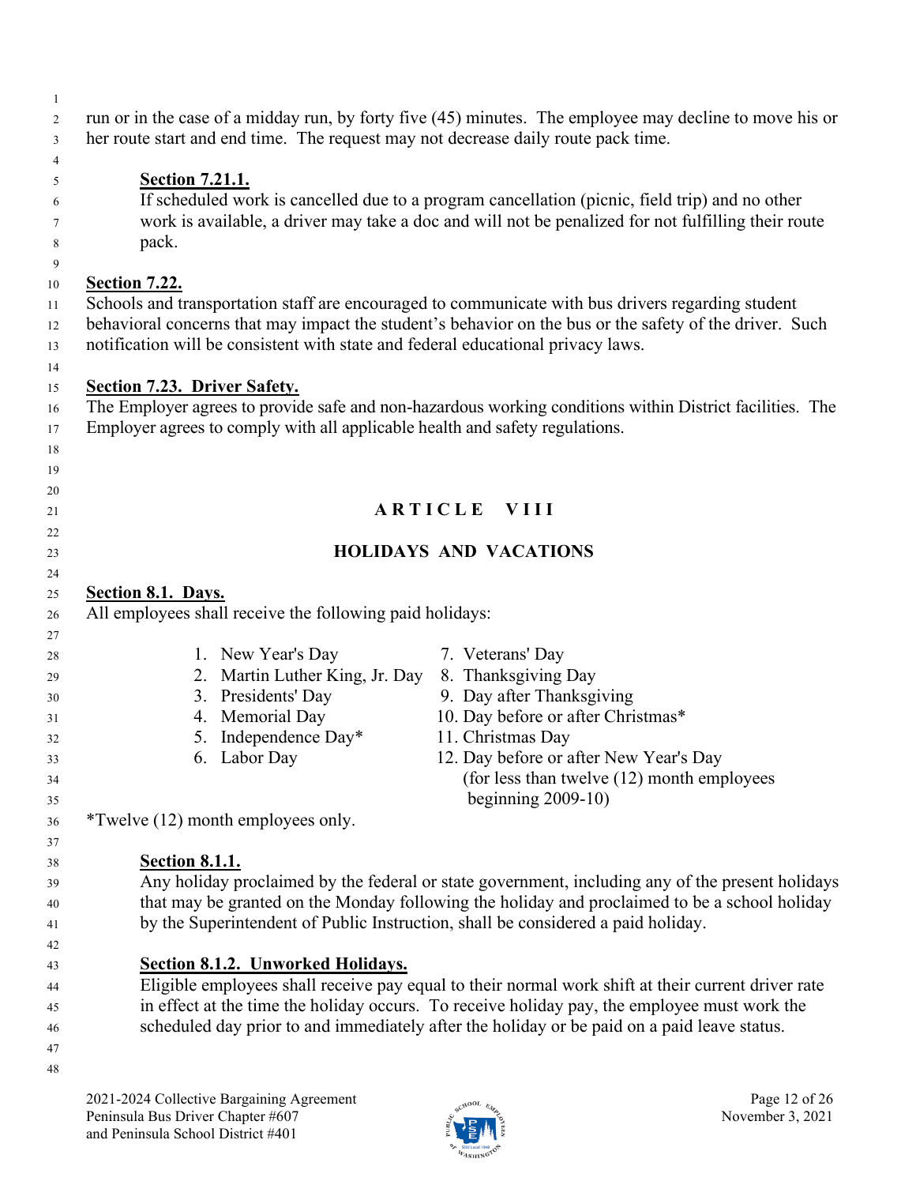run or in the case of a midday run, by forty five (45) minutes. The employee may decline to move his or her route start and end time. The request may not decrease daily route pack time.

**Section 7.21.1.**
If scheduled work is cancelled due to a program cancellation (picnic, field trip) and no other work is available, a driver may take a doc and will not be penalized for not fulfilling their route pack.

**Section 7.22.**
Schools and transportation staff are encouraged to communicate with bus drivers regarding student behavioral concerns that may impact the student's behavior on the bus or the safety of the driver. Such notification will be consistent with state and federal educational privacy laws.

**Section 7.23. Driver Safety.**
The Employer agrees to provide safe and non-hazardous working conditions within District facilities. The Employer agrees to comply with all applicable health and safety regulations.

# ARTICLE VIII

## HOLIDAYS AND VACATIONS

**Section 8.1. Days.**
All employees shall receive the following paid holidays:

1. New Year's Day
2. Martin Luther King, Jr. Day
3. Presidents' Day
4. Memorial Day
5. Independence Day*
6. Labor Day
7. Veterans' Day
8. Thanksgiving Day
9. Day after Thanksgiving
10. Day before or after Christmas*
11. Christmas Day
12. Day before or after New Year's Day (for less than twelve (12) month employees beginning 2009-10)

*Twelve (12) month employees only.

**Section 8.1.1.**
Any holiday proclaimed by the federal or state government, including any of the present holidays that may be granted on the Monday following the holiday and proclaimed to be a school holiday by the Superintendent of Public Instruction, shall be considered a paid holiday.

**Section 8.1.2. Unworked Holidays.**
Eligible employees shall receive pay equal to their normal work shift at their current driver rate in effect at the time the holiday occurs. To receive holiday pay, the employee must work the scheduled day prior to and immediately after the holiday or be paid on a paid leave status.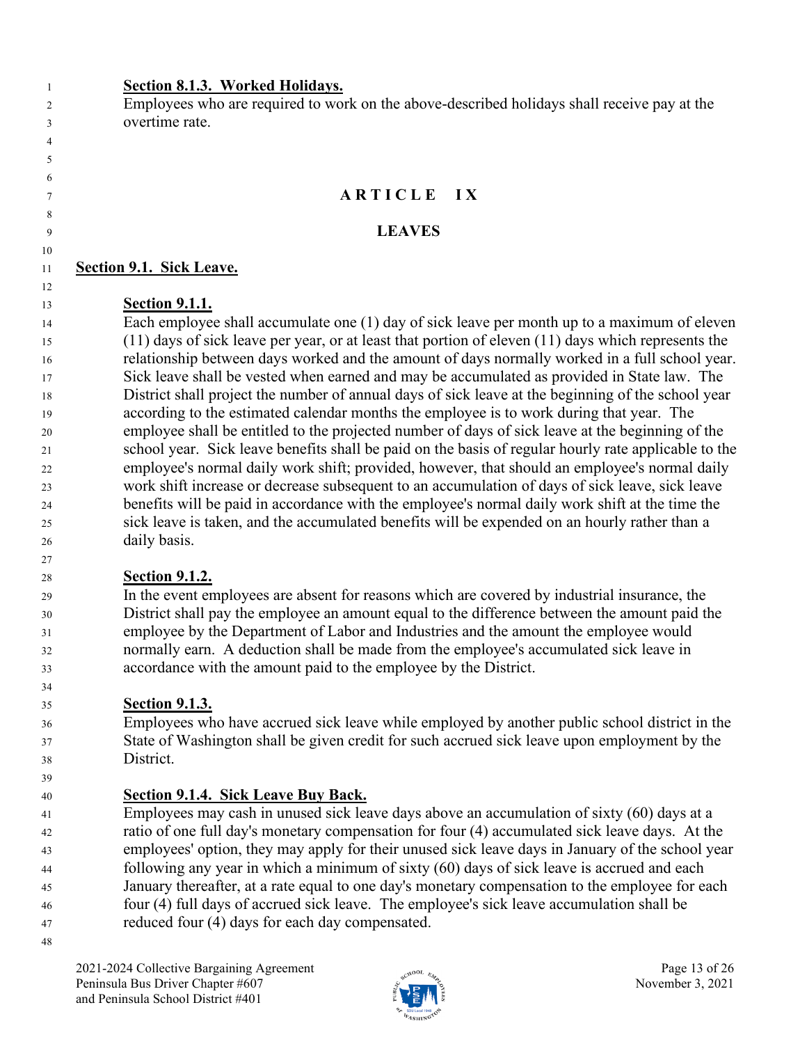**Section 8.1.3. Worked Holidays.**

Employees who are required to work on the above-described holidays shall receive pay at the overtime rate.

# ARTICLE IX

## LEAVES

### Section 9.1. Sick Leave.

**Section 9.1.1.**

Each employee shall accumulate one (1) day of sick leave per month up to a maximum of eleven (11) days of sick leave per year, or at least that portion of eleven (11) days which represents the relationship between days worked and the amount of days normally worked in a full school year. Sick leave shall be vested when earned and may be accumulated as provided in State law. The District shall project the number of annual days of sick leave at the beginning of the school year according to the estimated calendar months the employee is to work during that year. The employee shall be entitled to the projected number of days of sick leave at the beginning of the school year. Sick leave benefits shall be paid on the basis of regular hourly rate applicable to the employee's normal daily work shift; provided, however, that should an employee's normal daily work shift increase or decrease subsequent to an accumulation of days of sick leave, sick leave benefits will be paid in accordance with the employee's normal daily work shift at the time the sick leave is taken, and the accumulated benefits will be expended on an hourly rather than a daily basis.

**Section 9.1.2.**

In the event employees are absent for reasons which are covered by industrial insurance, the District shall pay the employee an amount equal to the difference between the amount paid the employee by the Department of Labor and Industries and the amount the employee would normally earn. A deduction shall be made from the employee's accumulated sick leave in accordance with the amount paid to the employee by the District.

**Section 9.1.3.**

Employees who have accrued sick leave while employed by another public school district in the State of Washington shall be given credit for such accrued sick leave upon employment by the District.

**Section 9.1.4. Sick Leave Buy Back.**

Employees may cash in unused sick leave days above an accumulation of sixty (60) days at a ratio of one full day's monetary compensation for four (4) accumulated sick leave days. At the employees' option, they may apply for their unused sick leave days in January of the school year following any year in which a minimum of sixty (60) days of sick leave is accrued and each January thereafter, at a rate equal to one day's monetary compensation to the employee for each four (4) full days of accrued sick leave. The employee's sick leave accumulation shall be reduced four (4) days for each day compensated.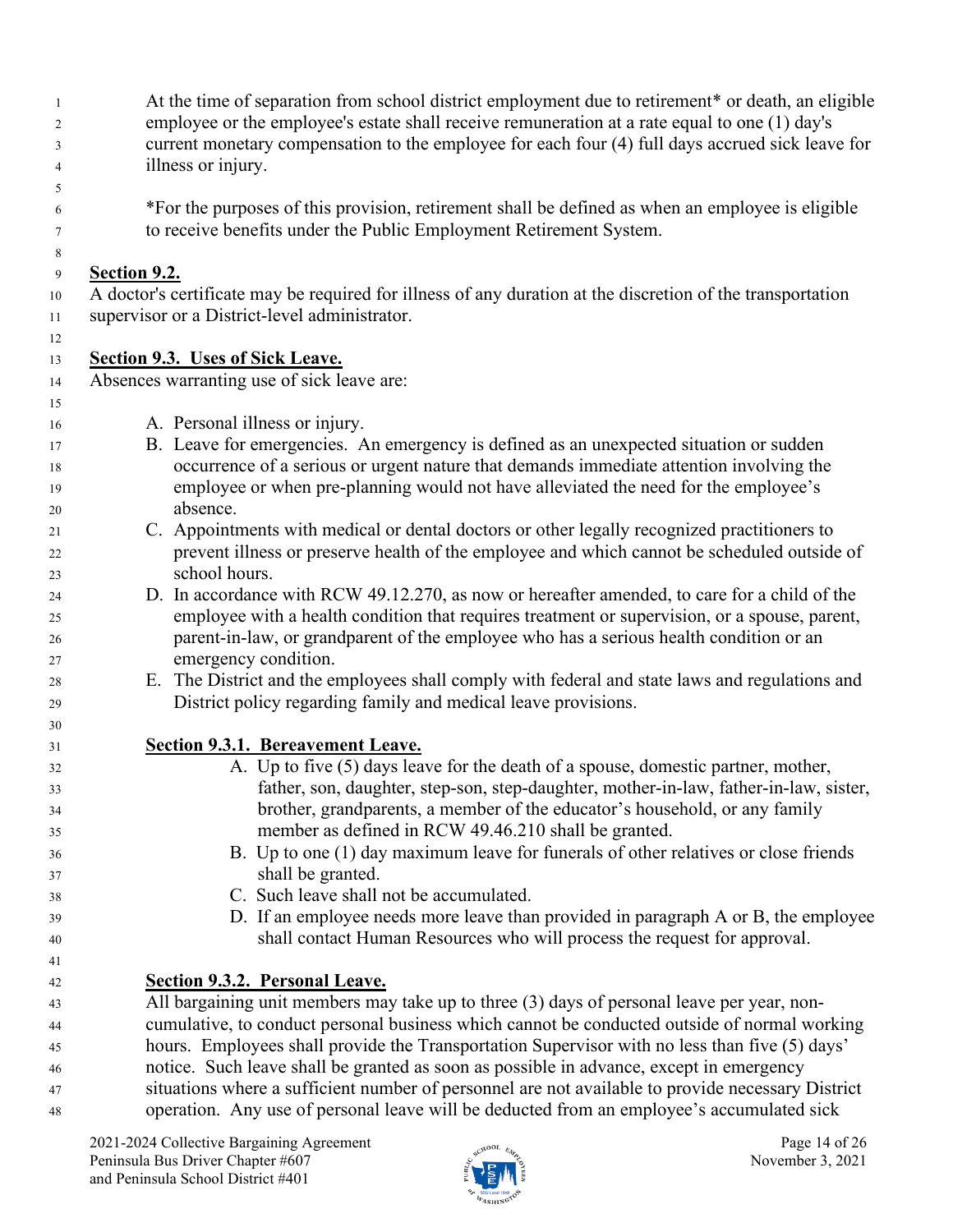At the time of separation from school district employment due to retirement* or death, an eligible employee or the employee's estate shall receive remuneration at a rate equal to one (1) day's current monetary compensation to the employee for each four (4) full days accrued sick leave for illness or injury.

*For the purposes of this provision, retirement shall be defined as when an employee is eligible to receive benefits under the Public Employment Retirement System.

**Section 9.2.**

A doctor's certificate may be required for illness of any duration at the discretion of the transportation supervisor or a District-level administrator.

**Section 9.3. Uses of Sick Leave.**

Absences warranting use of sick leave are:

A. Personal illness or injury.
B. Leave for emergencies. An emergency is defined as an unexpected situation or sudden occurrence of a serious or urgent nature that demands immediate attention involving the employee or when pre-planning would not have alleviated the need for the employee's absence.
C. Appointments with medical or dental doctors or other legally recognized practitioners to prevent illness or preserve health of the employee and which cannot be scheduled outside of school hours.
D. In accordance with RCW 49.12.270, as now or hereafter amended, to care for a child of the employee with a health condition that requires treatment or supervision, or a spouse, parent, parent-in-law, or grandparent of the employee who has a serious health condition or an emergency condition.
E. The District and the employees shall comply with federal and state laws and regulations and District policy regarding family and medical leave provisions.

**Section 9.3.1. Bereavement Leave.**

A. Up to five (5) days leave for the death of a spouse, domestic partner, mother, father, son, daughter, step-son, step-daughter, mother-in-law, father-in-law, sister, brother, grandparents, a member of the educator's household, or any family member as defined in RCW 49.46.210 shall be granted.
B. Up to one (1) day maximum leave for funerals of other relatives or close friends shall be granted.
C. Such leave shall not be accumulated.
D. If an employee needs more leave than provided in paragraph A or B, the employee shall contact Human Resources who will process the request for approval.

**Section 9.3.2. Personal Leave.**

All bargaining unit members may take up to three (3) days of personal leave per year, non-cumulative, to conduct personal business which cannot be conducted outside of normal working hours. Employees shall provide the Transportation Supervisor with no less than five (5) days' notice. Such leave shall be granted as soon as possible in advance, except in emergency situations where a sufficient number of personnel are not available to provide necessary District operation. Any use of personal leave will be deducted from an employee's accumulated sick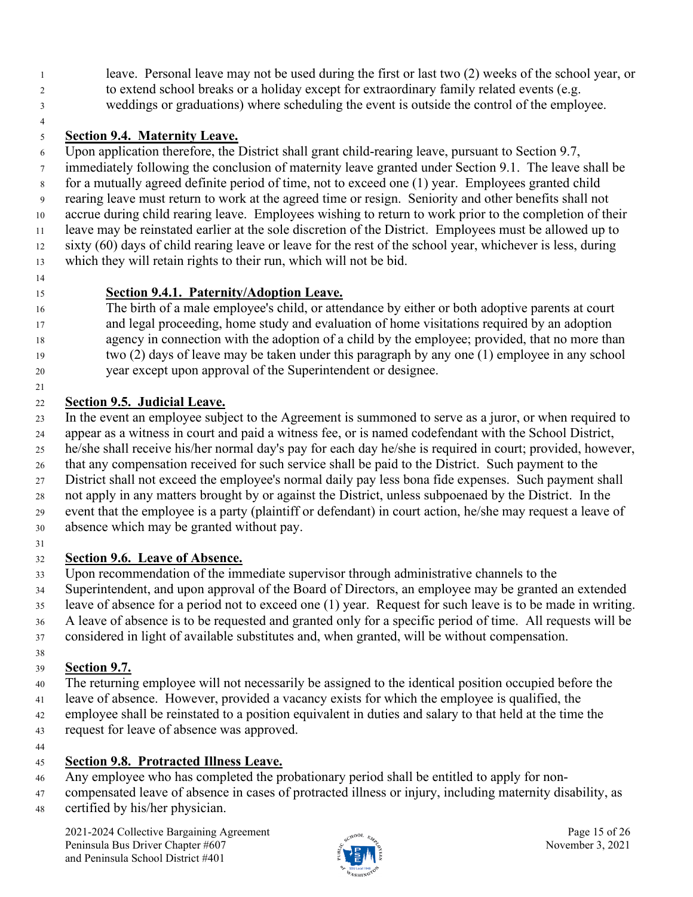leave. Personal leave may not be used during the first or last two (2) weeks of the school year, or to extend school breaks or a holiday except for extraordinary family related events (e.g. weddings or graduations) where scheduling the event is outside the control of the employee.

## Section 9.4. Maternity Leave.

Upon application therefore, the District shall grant child-rearing leave, pursuant to Section 9.7, immediately following the conclusion of maternity leave granted under Section 9.1. The leave shall be for a mutually agreed definite period of time, not to exceed one (1) year. Employees granted child rearing leave must return to work at the agreed time or resign. Seniority and other benefits shall not accrue during child rearing leave. Employees wishing to return to work prior to the completion of their leave may be reinstated earlier at the sole discretion of the District. Employees must be allowed up to sixty (60) days of child rearing leave or leave for the rest of the school year, whichever is less, during which they will retain rights to their run, which will not be bid.

### Section 9.4.1. Paternity/Adoption Leave.

The birth of a male employee's child, or attendance by either or both adoptive parents at court and legal proceeding, home study and evaluation of home visitations required by an adoption agency in connection with the adoption of a child by the employee; provided, that no more than two (2) days of leave may be taken under this paragraph by any one (1) employee in any school year except upon approval of the Superintendent or designee.

## Section 9.5. Judicial Leave.

In the event an employee subject to the Agreement is summoned to serve as a juror, or when required to appear as a witness in court and paid a witness fee, or is named codefendant with the School District, he/she shall receive his/her normal day's pay for each day he/she is required in court; provided, however, that any compensation received for such service shall be paid to the District. Such payment to the District shall not exceed the employee's normal daily pay less bona fide expenses. Such payment shall not apply in any matters brought by or against the District, unless subpoenaed by the District. In the event that the employee is a party (plaintiff or defendant) in court action, he/she may request a leave of absence which may be granted without pay.

## Section 9.6. Leave of Absence.

Upon recommendation of the immediate supervisor through administrative channels to the Superintendent, and upon approval of the Board of Directors, an employee may be granted an extended leave of absence for a period not to exceed one (1) year. Request for such leave is to be made in writing. A leave of absence is to be requested and granted only for a specific period of time. All requests will be considered in light of available substitutes and, when granted, will be without compensation.

## Section 9.7.

The returning employee will not necessarily be assigned to the identical position occupied before the leave of absence. However, provided a vacancy exists for which the employee is qualified, the employee shall be reinstated to a position equivalent in duties and salary to that held at the time the request for leave of absence was approved.

## Section 9.8. Protracted Illness Leave.

Any employee who has completed the probationary period shall be entitled to apply for non-compensated leave of absence in cases of protracted illness or injury, including maternity disability, as certified by his/her physician.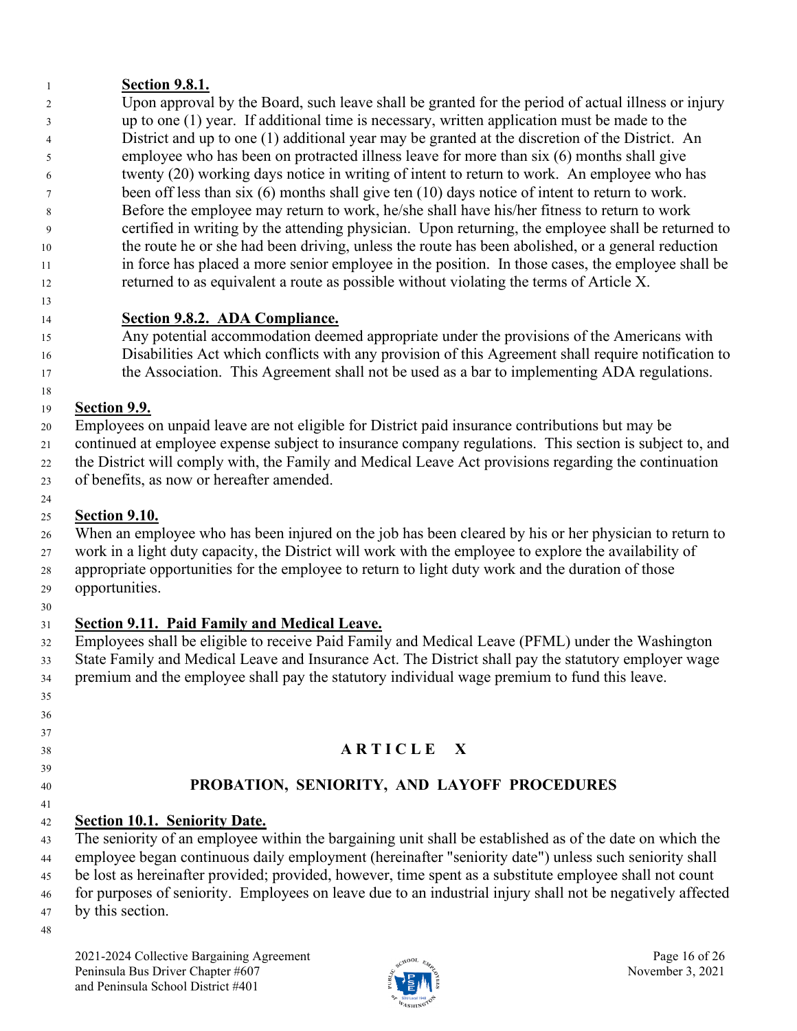**Section 9.8.1.**

Upon approval by the Board, such leave shall be granted for the period of actual illness or injury up to one (1) year. If additional time is necessary, written application must be made to the District and up to one (1) additional year may be granted at the discretion of the District. An employee who has been on protracted illness leave for more than six (6) months shall give twenty (20) working days notice in writing of intent to return to work. An employee who has been off less than six (6) months shall give ten (10) days notice of intent to return to work. Before the employee may return to work, he/she shall have his/her fitness to return to work certified in writing by the attending physician. Upon returning, the employee shall be returned to the route he or she had been driving, unless the route has been abolished, or a general reduction in force has placed a more senior employee in the position. In those cases, the employee shall be returned to as equivalent a route as possible without violating the terms of Article X.

**Section 9.8.2. ADA Compliance.**

Any potential accommodation deemed appropriate under the provisions of the Americans with Disabilities Act which conflicts with any provision of this Agreement shall require notification to the Association. This Agreement shall not be used as a bar to implementing ADA regulations.

**Section 9.9.**

Employees on unpaid leave are not eligible for District paid insurance contributions but may be continued at employee expense subject to insurance company regulations. This section is subject to, and the District will comply with, the Family and Medical Leave Act provisions regarding the continuation of benefits, as now or hereafter amended.

**Section 9.10.**

When an employee who has been injured on the job has been cleared by his or her physician to return to work in a light duty capacity, the District will work with the employee to explore the availability of appropriate opportunities for the employee to return to light duty work and the duration of those opportunities.

**Section 9.11. Paid Family and Medical Leave.**

Employees shall be eligible to receive Paid Family and Medical Leave (PFML) under the Washington State Family and Medical Leave and Insurance Act. The District shall pay the statutory employer wage premium and the employee shall pay the statutory individual wage premium to fund this leave.

# ARTICLE X

## PROBATION, SENIORITY, AND LAYOFF PROCEDURES

**Section 10.1. Seniority Date.**

The seniority of an employee within the bargaining unit shall be established as of the date on which the employee began continuous daily employment (hereinafter "seniority date") unless such seniority shall be lost as hereinafter provided; provided, however, time spent as a substitute employee shall not count for purposes of seniority. Employees on leave due to an industrial injury shall not be negatively affected by this section.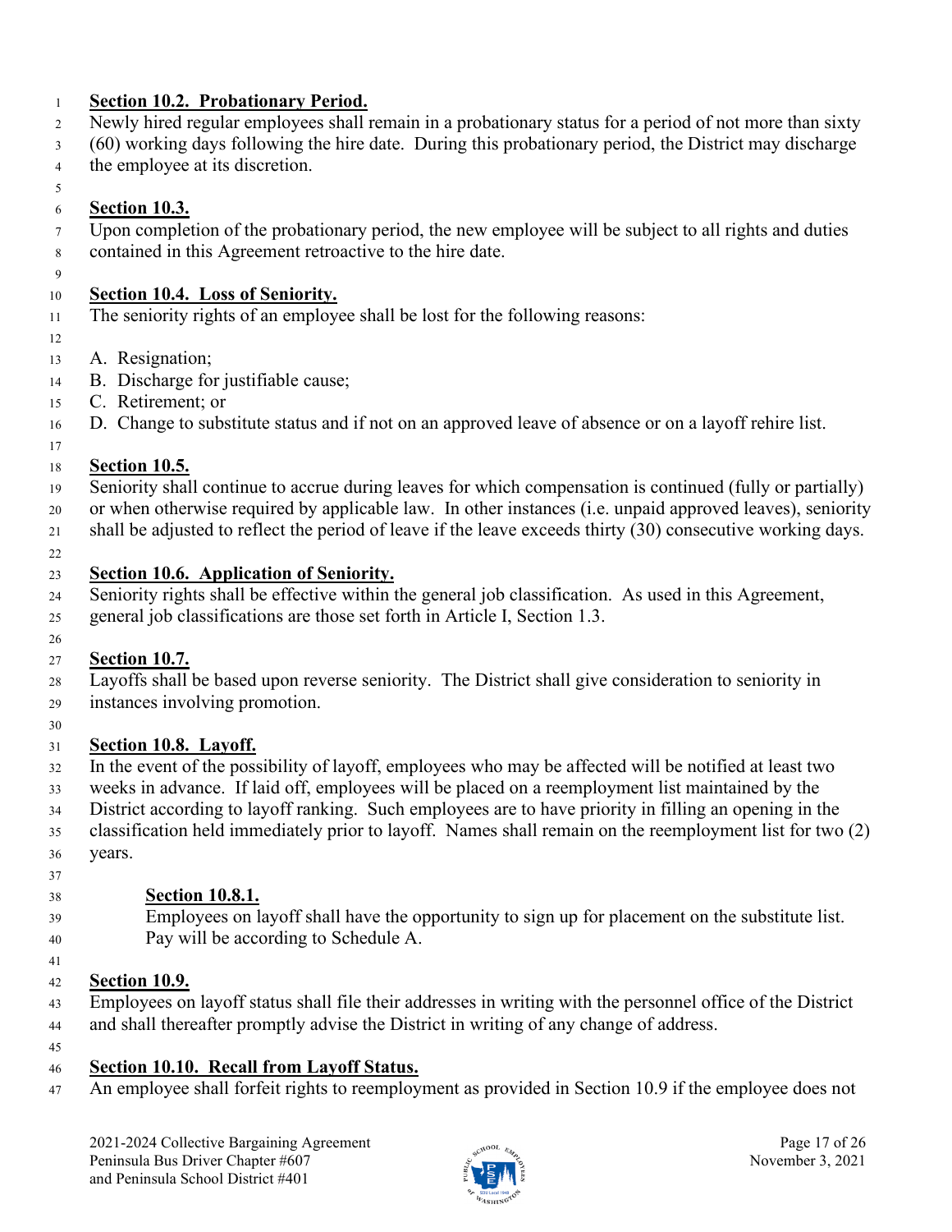**Section 10.2. Probationary Period.**

Newly hired regular employees shall remain in a probationary status for a period of not more than sixty (60) working days following the hire date. During this probationary period, the District may discharge the employee at its discretion.

**Section 10.3.**

Upon completion of the probationary period, the new employee will be subject to all rights and duties contained in this Agreement retroactive to the hire date.

**Section 10.4. Loss of Seniority.**

The seniority rights of an employee shall be lost for the following reasons:

A. Resignation;
B. Discharge for justifiable cause;
C. Retirement; or
D. Change to substitute status and if not on an approved leave of absence or on a layoff rehire list.

**Section 10.5.**

Seniority shall continue to accrue during leaves for which compensation is continued (fully or partially) or when otherwise required by applicable law. In other instances (i.e. unpaid approved leaves), seniority shall be adjusted to reflect the period of leave if the leave exceeds thirty (30) consecutive working days.

**Section 10.6. Application of Seniority.**

Seniority rights shall be effective within the general job classification. As used in this Agreement, general job classifications are those set forth in Article I, Section 1.3.

**Section 10.7.**

Layoffs shall be based upon reverse seniority. The District shall give consideration to seniority in instances involving promotion.

**Section 10.8. Layoff.**

In the event of the possibility of layoff, employees who may be affected will be notified at least two weeks in advance. If laid off, employees will be placed on a reemployment list maintained by the District according to layoff ranking. Such employees are to have priority in filling an opening in the classification held immediately prior to layoff. Names shall remain on the reemployment list for two (2) years.

> **Section 10.8.1.**
>
> Employees on layoff shall have the opportunity to sign up for placement on the substitute list. Pay will be according to Schedule A.

**Section 10.9.**

Employees on layoff status shall file their addresses in writing with the personnel office of the District and shall thereafter promptly advise the District in writing of any change of address.

**Section 10.10. Recall from Layoff Status.**

An employee shall forfeit rights to reemployment as provided in Section 10.9 if the employee does not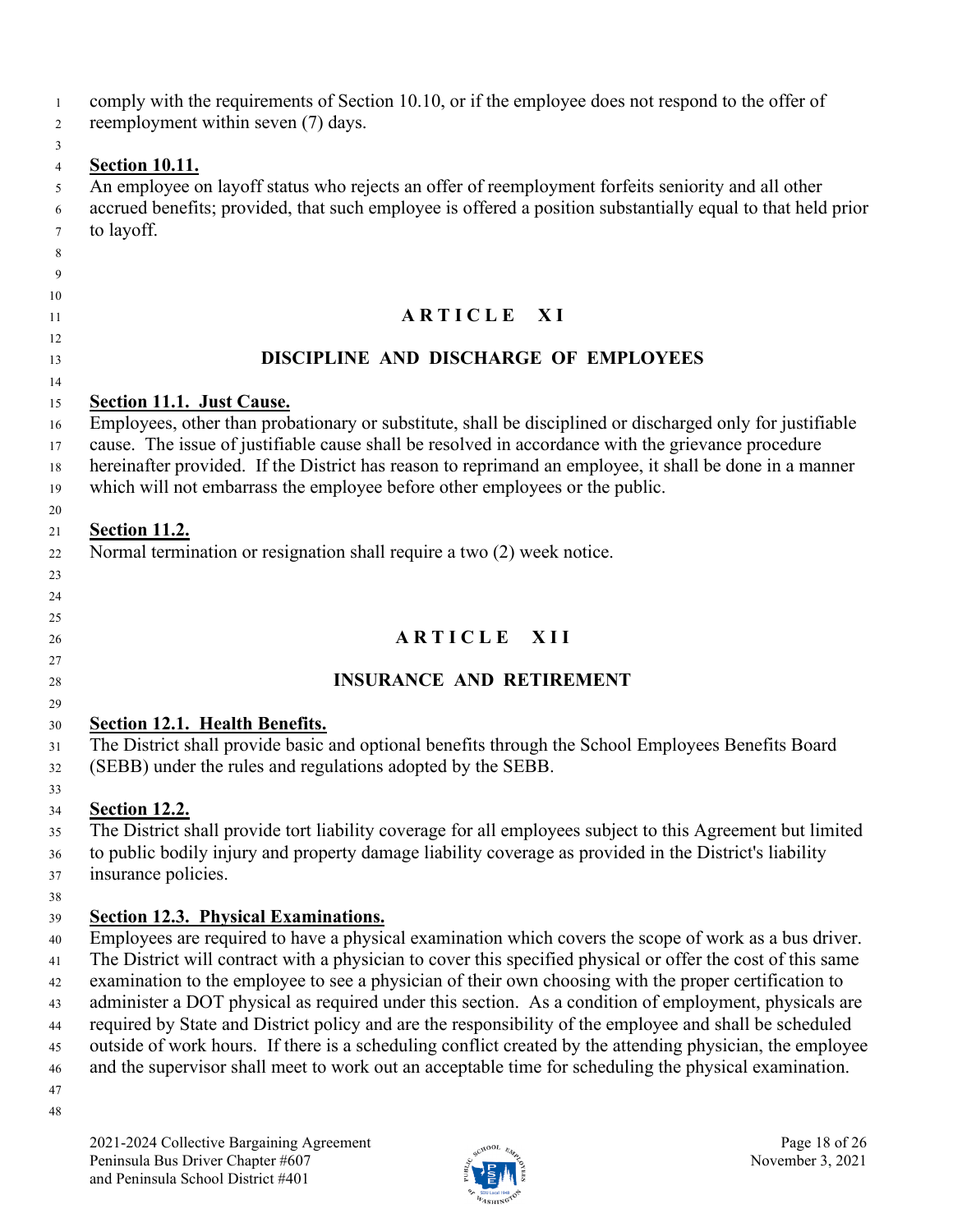comply with the requirements of Section 10.10, or if the employee does not respond to the offer of reemployment within seven (7) days.

**Section 10.11.**

An employee on layoff status who rejects an offer of reemployment forfeits seniority and all other accrued benefits; provided, that such employee is offered a position substantially equal to that held prior to layoff.

# ARTICLE XI

# DISCIPLINE AND DISCHARGE OF EMPLOYEES

**Section 11.1. Just Cause.**

Employees, other than probationary or substitute, shall be disciplined or discharged only for justifiable cause. The issue of justifiable cause shall be resolved in accordance with the grievance procedure hereinafter provided. If the District has reason to reprimand an employee, it shall be done in a manner which will not embarrass the employee before other employees or the public.

**Section 11.2.**

Normal termination or resignation shall require a two (2) week notice.

# ARTICLE XII

# INSURANCE AND RETIREMENT

**Section 12.1. Health Benefits.**

The District shall provide basic and optional benefits through the School Employees Benefits Board (SEBB) under the rules and regulations adopted by the SEBB.

**Section 12.2.**

The District shall provide tort liability coverage for all employees subject to this Agreement but limited to public bodily injury and property damage liability coverage as provided in the District's liability insurance policies.

**Section 12.3. Physical Examinations.**

Employees are required to have a physical examination which covers the scope of work as a bus driver. The District will contract with a physician to cover this specified physical or offer the cost of this same examination to the employee to see a physician of their own choosing with the proper certification to administer a DOT physical as required under this section. As a condition of employment, physicals are required by State and District policy and are the responsibility of the employee and shall be scheduled outside of work hours. If there is a scheduling conflict created by the attending physician, the employee and the supervisor shall meet to work out an acceptable time for scheduling the physical examination.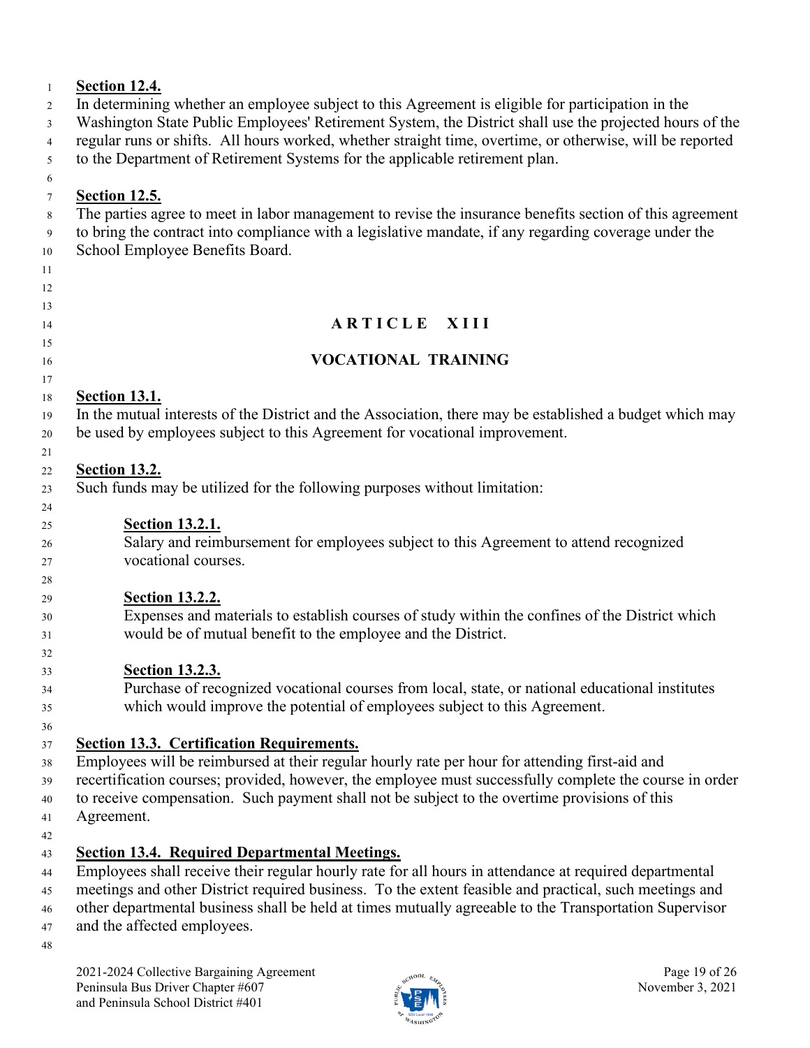**Section 12.4.**
In determining whether an employee subject to this Agreement is eligible for participation in the Washington State Public Employees' Retirement System, the District shall use the projected hours of the regular runs or shifts. All hours worked, whether straight time, overtime, or otherwise, will be reported to the Department of Retirement Systems for the applicable retirement plan.

**Section 12.5.**
The parties agree to meet in labor management to revise the insurance benefits section of this agreement to bring the contract into compliance with a legislative mandate, if any regarding coverage under the School Employee Benefits Board.

## ARTICLE XIII

## VOCATIONAL TRAINING

**Section 13.1.**
In the mutual interests of the District and the Association, there may be established a budget which may be used by employees subject to this Agreement for vocational improvement.

**Section 13.2.**
Such funds may be utilized for the following purposes without limitation:

> **Section 13.2.1.**
> Salary and reimbursement for employees subject to this Agreement to attend recognized vocational courses.
>
> **Section 13.2.2.**
> Expenses and materials to establish courses of study within the confines of the District which would be of mutual benefit to the employee and the District.
>
> **Section 13.2.3.**
> Purchase of recognized vocational courses from local, state, or national educational institutes which would improve the potential of employees subject to this Agreement.

**Section 13.3. Certification Requirements.**
Employees will be reimbursed at their regular hourly rate per hour for attending first-aid and recertification courses; provided, however, the employee must successfully complete the course in order to receive compensation. Such payment shall not be subject to the overtime provisions of this Agreement.

**Section 13.4. Required Departmental Meetings.**
Employees shall receive their regular hourly rate for all hours in attendance at required departmental meetings and other District required business. To the extent feasible and practical, such meetings and other departmental business shall be held at times mutually agreeable to the Transportation Supervisor and the affected employees.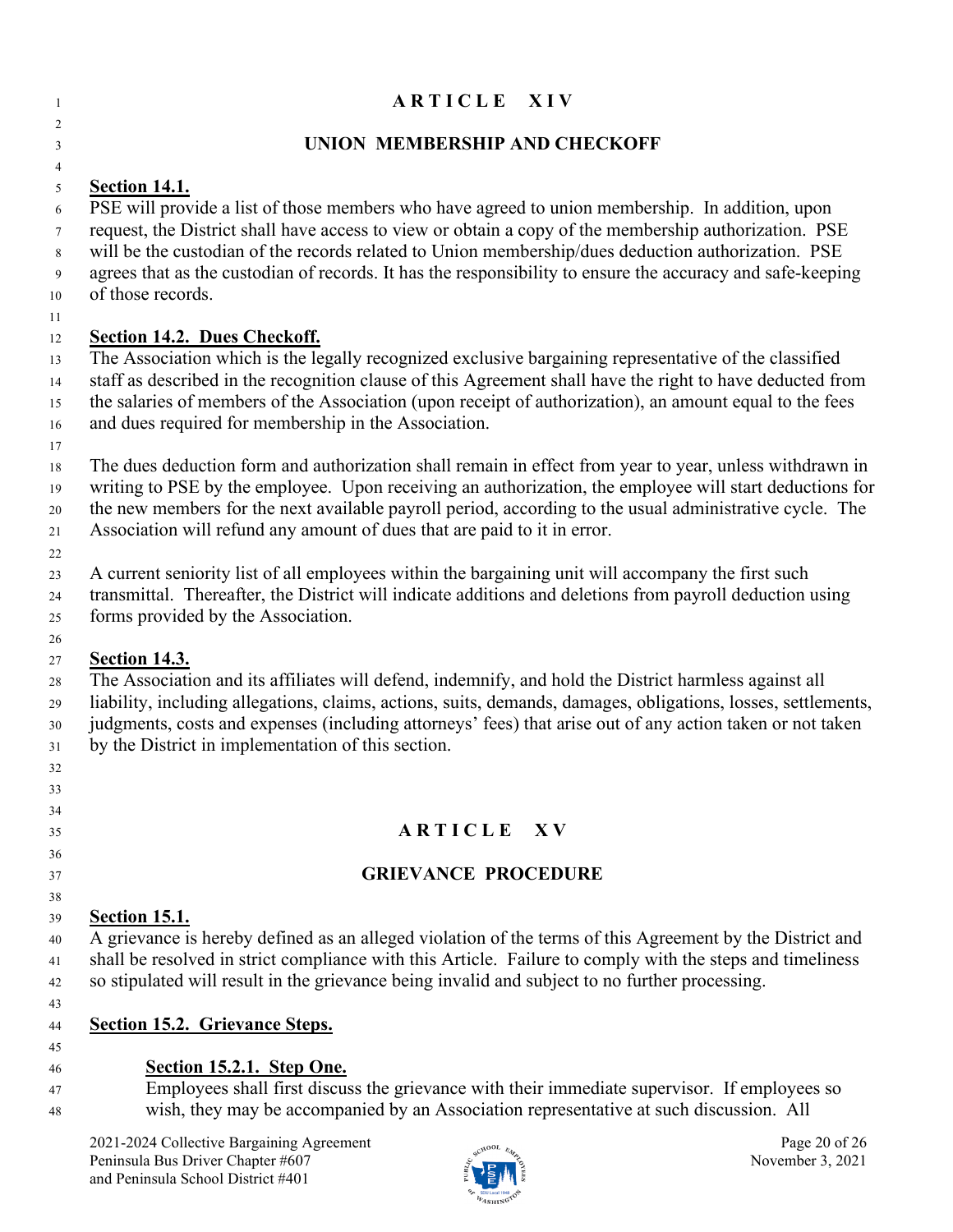# ARTICLE XIV

## UNION MEMBERSHIP AND CHECKOFF

**Section 14.1.**

PSE will provide a list of those members who have agreed to union membership. In addition, upon request, the District shall have access to view or obtain a copy of the membership authorization. PSE will be the custodian of the records related to Union membership/dues deduction authorization. PSE agrees that as the custodian of records. It has the responsibility to ensure the accuracy and safe-keeping of those records.

**Section 14.2. Dues Checkoff.**

The Association which is the legally recognized exclusive bargaining representative of the classified staff as described in the recognition clause of this Agreement shall have the right to have deducted from the salaries of members of the Association (upon receipt of authorization), an amount equal to the fees and dues required for membership in the Association.

The dues deduction form and authorization shall remain in effect from year to year, unless withdrawn in writing to PSE by the employee. Upon receiving an authorization, the employee will start deductions for the new members for the next available payroll period, according to the usual administrative cycle. The Association will refund any amount of dues that are paid to it in error.

A current seniority list of all employees within the bargaining unit will accompany the first such transmittal. Thereafter, the District will indicate additions and deletions from payroll deduction using forms provided by the Association.

**Section 14.3.**

The Association and its affiliates will defend, indemnify, and hold the District harmless against all liability, including allegations, claims, actions, suits, demands, damages, obligations, losses, settlements, judgments, costs and expenses (including attorneys' fees) that arise out of any action taken or not taken by the District in implementation of this section.

# ARTICLE XV

## GRIEVANCE PROCEDURE

**Section 15.1.**

A grievance is hereby defined as an alleged violation of the terms of this Agreement by the District and shall be resolved in strict compliance with this Article. Failure to comply with the steps and timeliness so stipulated will result in the grievance being invalid and subject to no further processing.

**Section 15.2. Grievance Steps.**

**Section 15.2.1. Step One.**

Employees shall first discuss the grievance with their immediate supervisor. If employees so wish, they may be accompanied by an Association representative at such discussion. All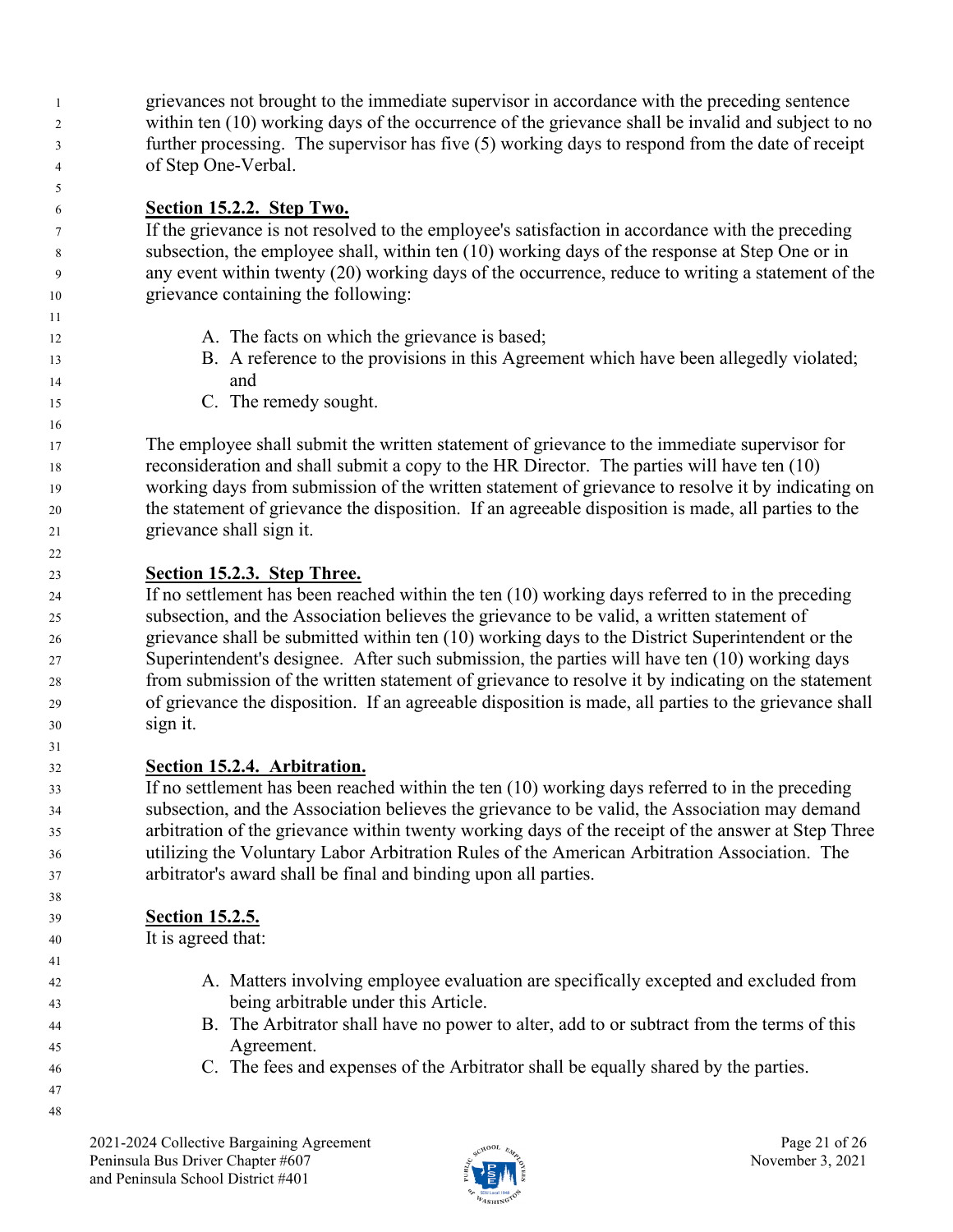grievances not brought to the immediate supervisor in accordance with the preceding sentence within ten (10) working days of the occurrence of the grievance shall be invalid and subject to no further processing. The supervisor has five (5) working days to respond from the date of receipt of Step One-Verbal.

**Section 15.2.2. Step Two.**

If the grievance is not resolved to the employee's satisfaction in accordance with the preceding subsection, the employee shall, within ten (10) working days of the response at Step One or in any event within twenty (20) working days of the occurrence, reduce to writing a statement of the grievance containing the following:

A. The facts on which the grievance is based;
B. A reference to the provisions in this Agreement which have been allegedly violated; and
C. The remedy sought.

The employee shall submit the written statement of grievance to the immediate supervisor for reconsideration and shall submit a copy to the HR Director. The parties will have ten (10) working days from submission of the written statement of grievance to resolve it by indicating on the statement of grievance the disposition. If an agreeable disposition is made, all parties to the grievance shall sign it.

**Section 15.2.3. Step Three.**

If no settlement has been reached within the ten (10) working days referred to in the preceding subsection, and the Association believes the grievance to be valid, a written statement of grievance shall be submitted within ten (10) working days to the District Superintendent or the Superintendent's designee. After such submission, the parties will have ten (10) working days from submission of the written statement of grievance to resolve it by indicating on the statement of grievance the disposition. If an agreeable disposition is made, all parties to the grievance shall sign it.

**Section 15.2.4. Arbitration.**

If no settlement has been reached within the ten (10) working days referred to in the preceding subsection, and the Association believes the grievance to be valid, the Association may demand arbitration of the grievance within twenty working days of the receipt of the answer at Step Three utilizing the Voluntary Labor Arbitration Rules of the American Arbitration Association. The arbitrator's award shall be final and binding upon all parties.

**Section 15.2.5.**

It is agreed that:

A. Matters involving employee evaluation are specifically excepted and excluded from being arbitrable under this Article.
B. The Arbitrator shall have no power to alter, add to or subtract from the terms of this Agreement.
C. The fees and expenses of the Arbitrator shall be equally shared by the parties.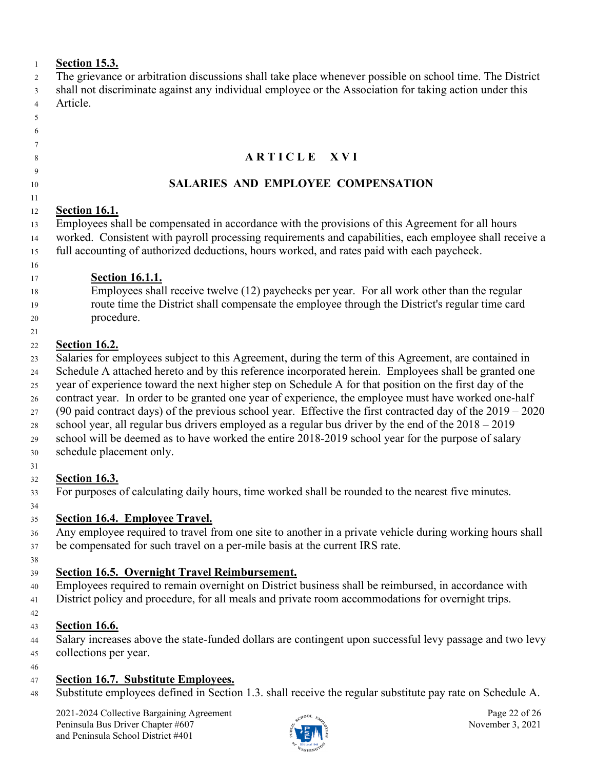**Section 15.3.**

The grievance or arbitration discussions shall take place whenever possible on school time. The District shall not discriminate against any individual employee or the Association for taking action under this Article.

## ARTICLE XVI

## SALARIES AND EMPLOYEE COMPENSATION

**Section 16.1.**

Employees shall be compensated in accordance with the provisions of this Agreement for all hours worked. Consistent with payroll processing requirements and capabilities, each employee shall receive a full accounting of authorized deductions, hours worked, and rates paid with each paycheck.

> **Section 16.1.1.**
>
> Employees shall receive twelve (12) paychecks per year. For all work other than the regular route time the District shall compensate the employee through the District's regular time card procedure.

**Section 16.2.**

Salaries for employees subject to this Agreement, during the term of this Agreement, are contained in Schedule A attached hereto and by this reference incorporated herein. Employees shall be granted one year of experience toward the next higher step on Schedule A for that position on the first day of the contract year. In order to be granted one year of experience, the employee must have worked one-half (90 paid contract days) of the previous school year. Effective the first contracted day of the 2019 – 2020 school year, all regular bus drivers employed as a regular bus driver by the end of the 2018 – 2019 school will be deemed as to have worked the entire 2018-2019 school year for the purpose of salary schedule placement only.

**Section 16.3.**

For purposes of calculating daily hours, time worked shall be rounded to the nearest five minutes.

**Section 16.4. Employee Travel.**

Any employee required to travel from one site to another in a private vehicle during working hours shall be compensated for such travel on a per-mile basis at the current IRS rate.

**Section 16.5. Overnight Travel Reimbursement.**

Employees required to remain overnight on District business shall be reimbursed, in accordance with District policy and procedure, for all meals and private room accommodations for overnight trips.

**Section 16.6.**

Salary increases above the state-funded dollars are contingent upon successful levy passage and two levy collections per year.

**Section 16.7. Substitute Employees.**

Substitute employees defined in Section 1.3. shall receive the regular substitute pay rate on Schedule A.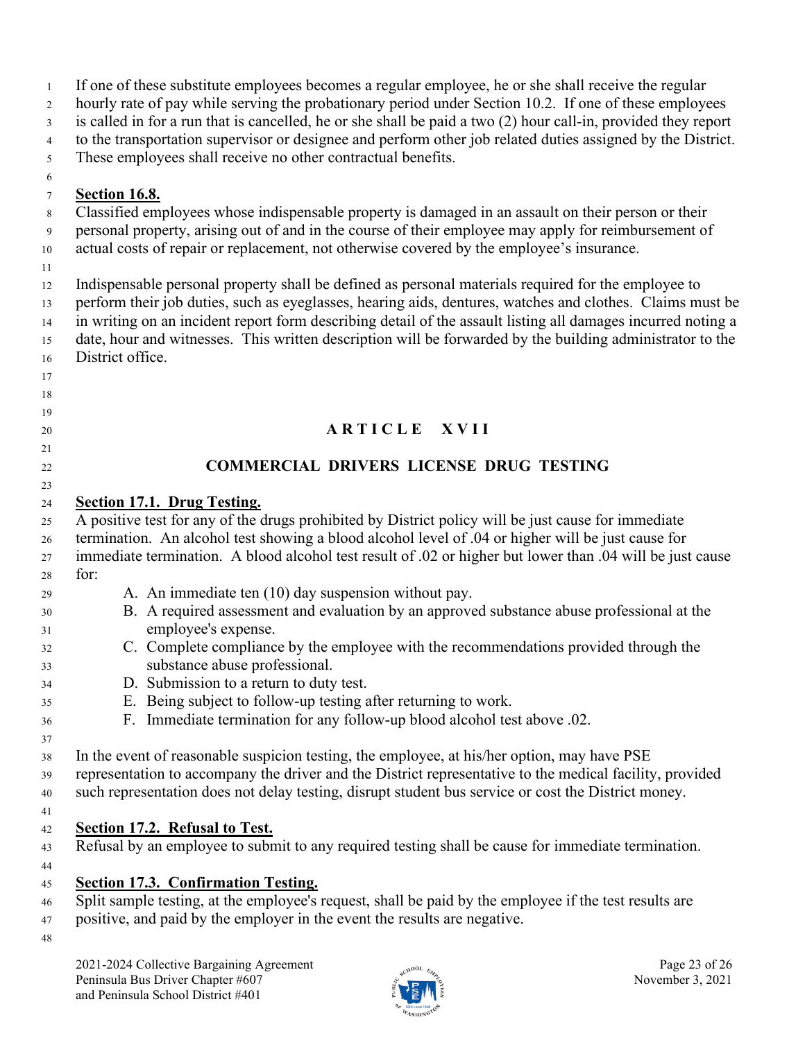If one of these substitute employees becomes a regular employee, he or she shall receive the regular hourly rate of pay while serving the probationary period under Section 10.2. If one of these employees is called in for a run that is cancelled, he or she shall be paid a two (2) hour call-in, provided they report to the transportation supervisor or designee and perform other job related duties assigned by the District. These employees shall receive no other contractual benefits.

**Section 16.8.**

Classified employees whose indispensable property is damaged in an assault on their person or their personal property, arising out of and in the course of their employee may apply for reimbursement of actual costs of repair or replacement, not otherwise covered by the employee's insurance.

Indispensable personal property shall be defined as personal materials required for the employee to perform their job duties, such as eyeglasses, hearing aids, dentures, watches and clothes. Claims must be in writing on an incident report form describing detail of the assault listing all damages incurred noting a date, hour and witnesses. This written description will be forwarded by the building administrator to the District office.

## ARTICLE XVII

## COMMERCIAL DRIVERS LICENSE DRUG TESTING

**Section 17.1. Drug Testing.**

A positive test for any of the drugs prohibited by District policy will be just cause for immediate termination. An alcohol test showing a blood alcohol level of .04 or higher will be just cause for immediate termination. A blood alcohol test result of .02 or higher but lower than .04 will be just cause for:

A. An immediate ten (10) day suspension without pay.
B. A required assessment and evaluation by an approved substance abuse professional at the employee's expense.
C. Complete compliance by the employee with the recommendations provided through the substance abuse professional.
D. Submission to a return to duty test.
E. Being subject to follow-up testing after returning to work.
F. Immediate termination for any follow-up blood alcohol test above .02.

In the event of reasonable suspicion testing, the employee, at his/her option, may have PSE representation to accompany the driver and the District representative to the medical facility, provided such representation does not delay testing, disrupt student bus service or cost the District money.

**Section 17.2. Refusal to Test.**

Refusal by an employee to submit to any required testing shall be cause for immediate termination.

**Section 17.3. Confirmation Testing.**

Split sample testing, at the employee's request, shall be paid by the employee if the test results are positive, and paid by the employer in the event the results are negative.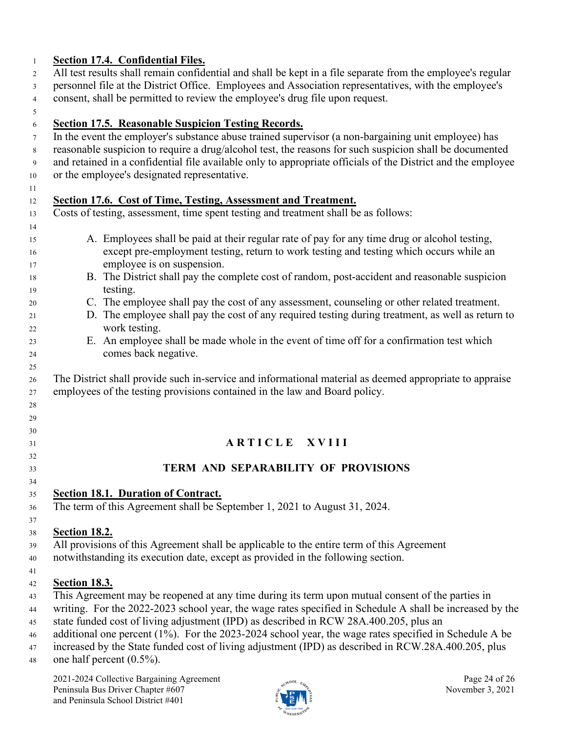**Section 17.4. Confidential Files.**

All test results shall remain confidential and shall be kept in a file separate from the employee's regular personnel file at the District Office. Employees and Association representatives, with the employee's consent, shall be permitted to review the employee's drug file upon request.

**Section 17.5. Reasonable Suspicion Testing Records.**

In the event the employer's substance abuse trained supervisor (a non-bargaining unit employee) has reasonable suspicion to require a drug/alcohol test, the reasons for such suspicion shall be documented and retained in a confidential file available only to appropriate officials of the District and the employee or the employee's designated representative.

**Section 17.6. Cost of Time, Testing, Assessment and Treatment.**

Costs of testing, assessment, time spent testing and treatment shall be as follows:

A. Employees shall be paid at their regular rate of pay for any time drug or alcohol testing, except pre-employment testing, return to work testing and testing which occurs while an employee is on suspension.
B. The District shall pay the complete cost of random, post-accident and reasonable suspicion testing.
C. The employee shall pay the cost of any assessment, counseling or other related treatment.
D. The employee shall pay the cost of any required testing during treatment, as well as return to work testing.
E. An employee shall be made whole in the event of time off for a confirmation test which comes back negative.

The District shall provide such in-service and informational material as deemed appropriate to appraise employees of the testing provisions contained in the law and Board policy.

# ARTICLE XVIII

## TERM AND SEPARABILITY OF PROVISIONS

**Section 18.1. Duration of Contract.**

The term of this Agreement shall be September 1, 2021 to August 31, 2024.

**Section 18.2.**

All provisions of this Agreement shall be applicable to the entire term of this Agreement notwithstanding its execution date, except as provided in the following section.

**Section 18.3.**

This Agreement may be reopened at any time during its term upon mutual consent of the parties in writing. For the 2022-2023 school year, the wage rates specified in Schedule A shall be increased by the state funded cost of living adjustment (IPD) as described in RCW 28A.400.205, plus an additional one percent (1%). For the 2023-2024 school year, the wage rates specified in Schedule A be increased by the State funded cost of living adjustment (IPD) as described in RCW.28A.400.205, plus one half percent (0.5%).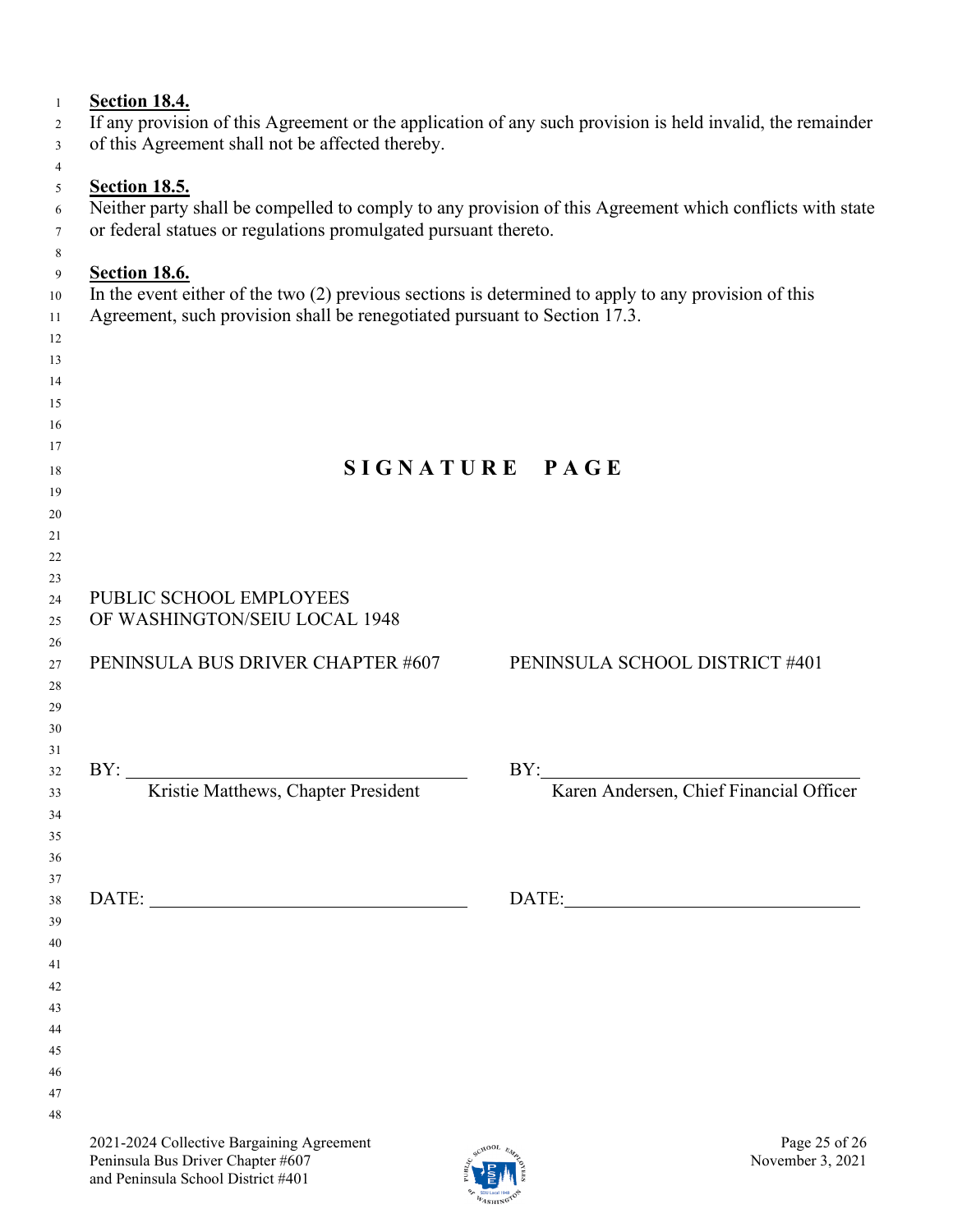**Section 18.4.**
If any provision of this Agreement or the application of any such provision is held invalid, the remainder of this Agreement shall not be affected thereby.

**Section 18.5.**
Neither party shall be compelled to comply to any provision of this Agreement which conflicts with state or federal statues or regulations promulgated pursuant thereto.

**Section 18.6.**
In the event either of the two (2) previous sections is determined to apply to any provision of this Agreement, such provision shall be renegotiated pursuant to Section 17.3.

# SIGNATURE PAGE

PUBLIC SCHOOL EMPLOYEES
OF WASHINGTON/SEIU LOCAL 1948

| PENINSULA BUS DRIVER CHAPTER #607 | PENINSULA SCHOOL DISTRICT #401 |
| --- | --- |
| BY: ______________________________ | BY: ______________________________ |
| Kristie Matthews, Chapter President | Karen Andersen, Chief Financial Officer |
| DATE: ______________________________ | DATE: ______________________________ |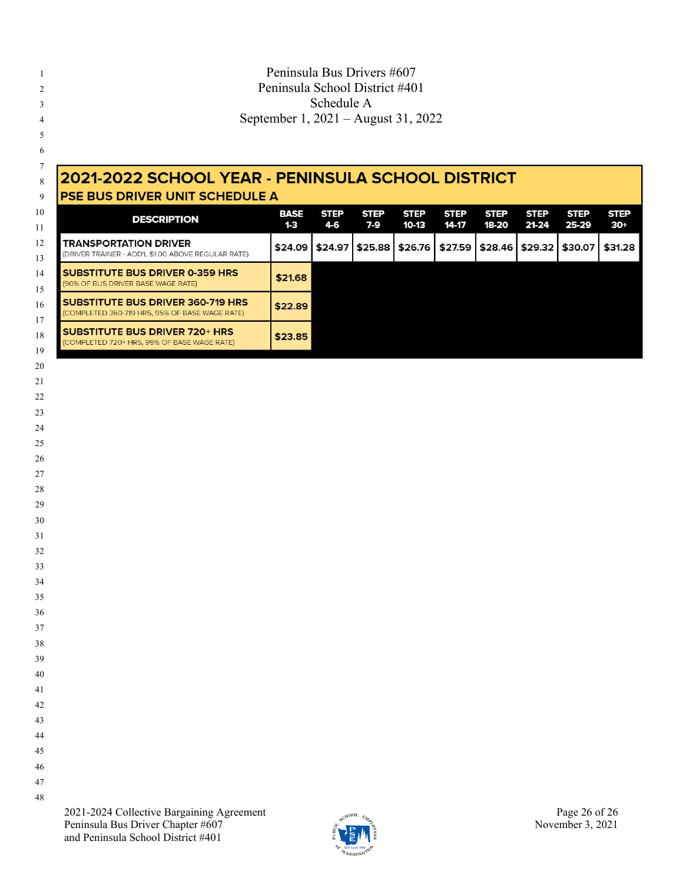Peninsula Bus Drivers #607
Peninsula School District #401
Schedule A
September 1, 2021 – August 31, 2022

# 2021-2022 SCHOOL YEAR - PENINSULA SCHOOL DISTRICT

## PSE BUS DRIVER UNIT SCHEDULE A

| DESCRIPTION | BASE 1-3 | STEP 4-6 | STEP 7-9 | STEP 10-13 | STEP 14-17 | STEP 18-20 | STEP 21-24 | STEP 25-29 | STEP 30+ |
|---|---|---|---|---|---|---|---|---|---|
| **TRANSPORTATION DRIVER** (DRIVER TRAINER - ADD'L $1.00 ABOVE REGULAR RATE) | $24.09 | $24.97 | $25.88 | $26.76 | $27.59 | $28.46 | $29.32 | $30.07 | $31.28 |
| **SUBSTITUTE BUS DRIVER 0-359 HRS** (90% OF BUS DRIVER BASE WAGE RATE) | $21.68 | | | | | | | | |
| **SUBSTITUTE BUS DRIVER 360-719 HRS** (COMPLETED 360-719 HRS, 95% OF BASE WAGE RATE) | $22.89 | | | | | | | | |
| **SUBSTITUTE BUS DRIVER 720+ HRS** (COMPLETED 720+ HRS, 99% OF BASE WAGE RATE) | $23.85 | | | | | | | | |